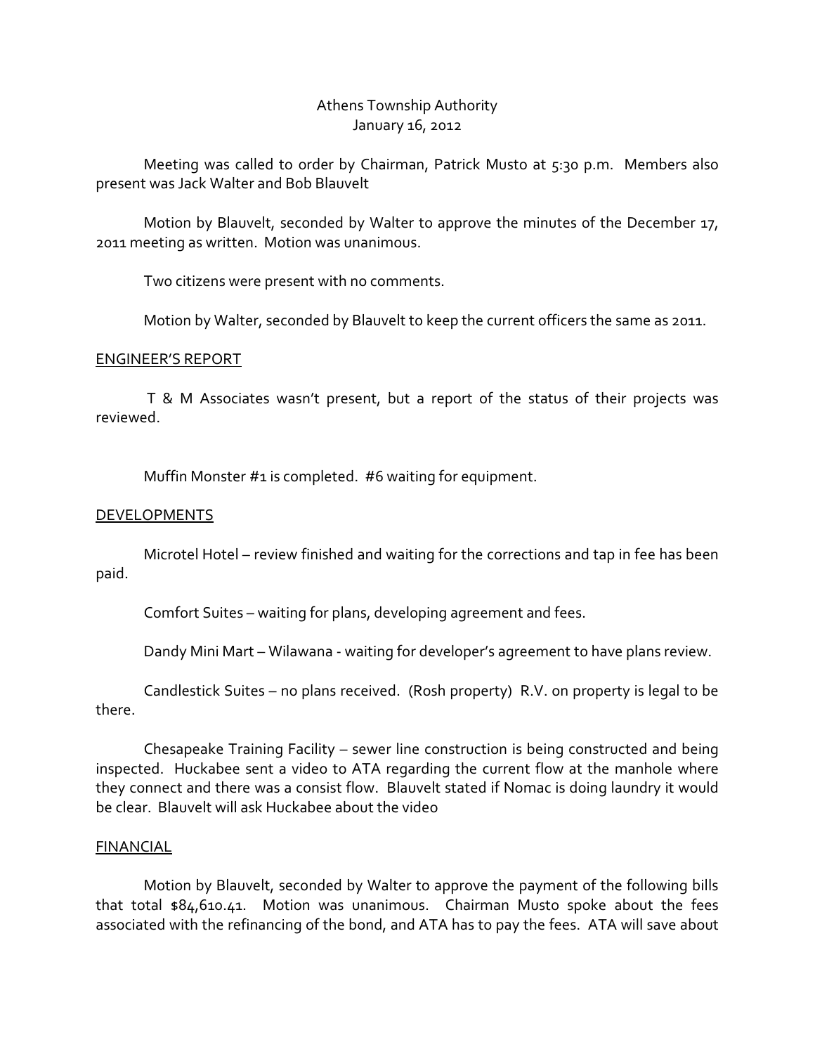Athens Township Authority
January 16, 2012

Meeting was called to order by Chairman, Patrick Musto at 5:30 p.m. Members also present was Jack Walter and Bob Blauvelt

Motion by Blauvelt, seconded by Walter to approve the minutes of the December 17, 2011 meeting as written. Motion was unanimous.

Two citizens were present with no comments.

Motion by Walter, seconded by Blauvelt to keep the current officers the same as 2011.

## ENGINEER'S REPORT

T & M Associates wasn't present, but a report of the status of their projects was reviewed.

Muffin Monster #1 is completed. #6 waiting for equipment.

## DEVELOPMENTS

Microtel Hotel – review finished and waiting for the corrections and tap in fee has been paid.

Comfort Suites – waiting for plans, developing agreement and fees.

Dandy Mini Mart – Wilawana - waiting for developer's agreement to have plans review.

Candlestick Suites – no plans received. (Rosh property) R.V. on property is legal to be there.

Chesapeake Training Facility – sewer line construction is being constructed and being inspected. Huckabee sent a video to ATA regarding the current flow at the manhole where they connect and there was a consist flow. Blauvelt stated if Nomac is doing laundry it would be clear. Blauvelt will ask Huckabee about the video

## FINANCIAL

Motion by Blauvelt, seconded by Walter to approve the payment of the following bills that total $84,610.41. Motion was unanimous. Chairman Musto spoke about the fees associated with the refinancing of the bond, and ATA has to pay the fees. ATA will save about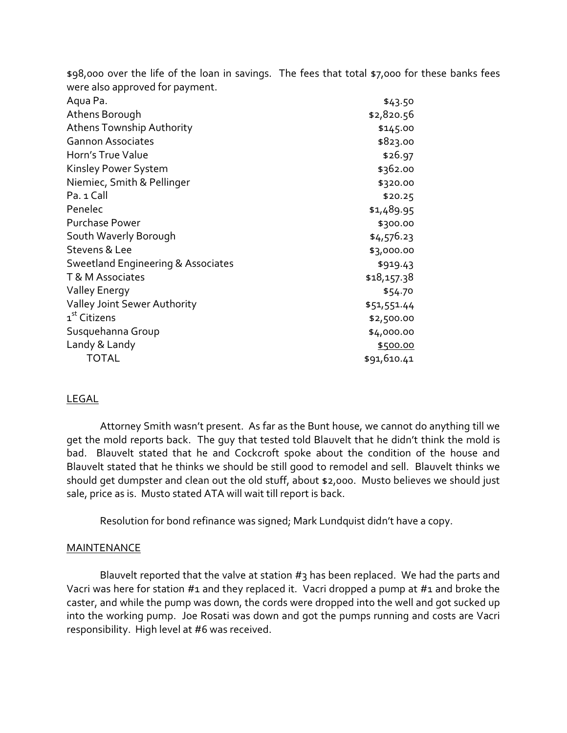$98,000 over the life of the loan in savings. The fees that total $7,000 for these banks fees were also approved for payment.

| | |
|---|---:|
| Aqua Pa. | $43.50 |
| Athens Borough | $2,820.56 |
| Athens Township Authority | $145.00 |
| Gannon Associates | $823.00 |
| Horn's True Value | $26.97 |
| Kinsley Power System | $362.00 |
| Niemiec, Smith & Pellinger | $320.00 |
| Pa. 1 Call | $20.25 |
| Penelec | $1,489.95 |
| Purchase Power | $300.00 |
| South Waverly Borough | $4,576.23 |
| Stevens & Lee | $3,000.00 |
| Sweetland Engineering & Associates | $919.43 |
| T & M Associates | $18,157.38 |
| Valley Energy | $54.70 |
| Valley Joint Sewer Authority | $51,551.44 |
| 1st Citizens | $2,500.00 |
| Susquehanna Group | $4,000.00 |
| Landy & Landy | $500.00 |
| TOTAL | $91,610.41 |

## LEGAL

Attorney Smith wasn't present. As far as the Bunt house, we cannot do anything till we get the mold reports back. The guy that tested told Blauvelt that he didn't think the mold is bad. Blauvelt stated that he and Cockcroft spoke about the condition of the house and Blauvelt stated that he thinks we should be still good to remodel and sell. Blauvelt thinks we should get dumpster and clean out the old stuff, about $2,000. Musto believes we should just sale, price as is. Musto stated ATA will wait till report is back.

Resolution for bond refinance was signed; Mark Lundquist didn't have a copy.

## MAINTENANCE

Blauvelt reported that the valve at station #3 has been replaced. We had the parts and Vacri was here for station #1 and they replaced it. Vacri dropped a pump at #1 and broke the caster, and while the pump was down, the cords were dropped into the well and got sucked up into the working pump. Joe Rosati was down and got the pumps running and costs are Vacri responsibility. High level at #6 was received.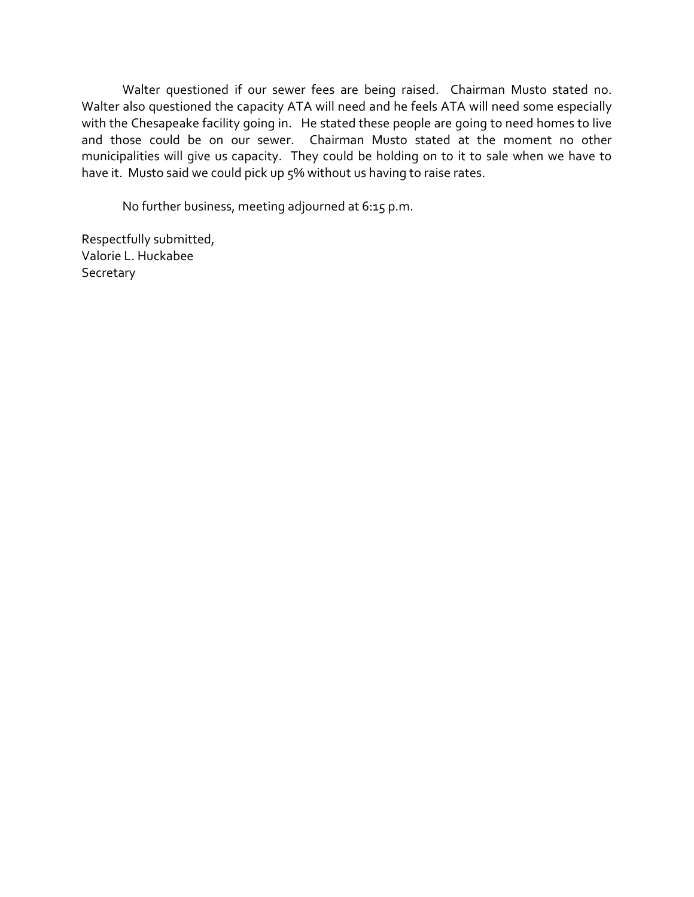Walter questioned if our sewer fees are being raised. Chairman Musto stated no. Walter also questioned the capacity ATA will need and he feels ATA will need some especially with the Chesapeake facility going in. He stated these people are going to need homes to live and those could be on our sewer. Chairman Musto stated at the moment no other municipalities will give us capacity. They could be holding on to it to sale when we have to have it. Musto said we could pick up 5% without us having to raise rates.

No further business, meeting adjourned at 6:15 p.m.

Respectfully submitted,
Valorie L. Huckabee
Secretary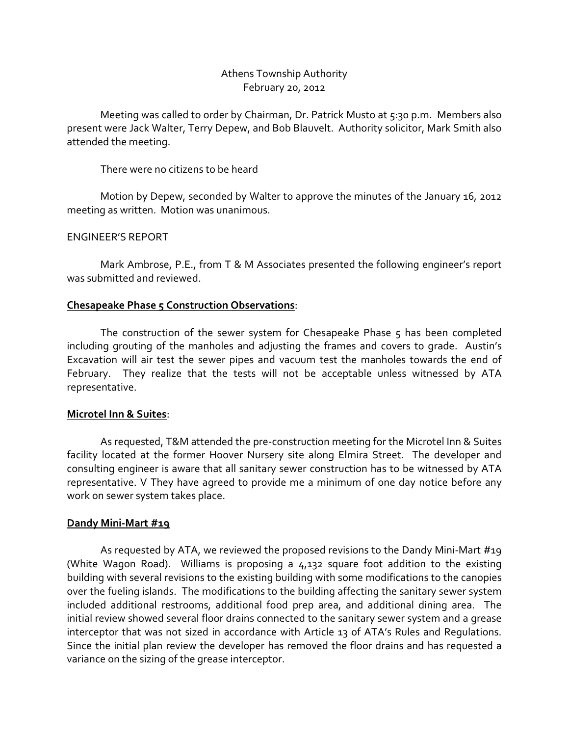Athens Township Authority
February 20, 2012

Meeting was called to order by Chairman, Dr. Patrick Musto at 5:30 p.m. Members also present were Jack Walter, Terry Depew, and Bob Blauvelt. Authority solicitor, Mark Smith also attended the meeting.

There were no citizens to be heard

Motion by Depew, seconded by Walter to approve the minutes of the January 16, 2012 meeting as written. Motion was unanimous.

ENGINEER'S REPORT

Mark Ambrose, P.E., from T & M Associates presented the following engineer's report was submitted and reviewed.

**Chesapeake Phase 5 Construction Observations**:

The construction of the sewer system for Chesapeake Phase 5 has been completed including grouting of the manholes and adjusting the frames and covers to grade. Austin's Excavation will air test the sewer pipes and vacuum test the manholes towards the end of February. They realize that the tests will not be acceptable unless witnessed by ATA representative.

**Microtel Inn & Suites**:

As requested, T&M attended the pre-construction meeting for the Microtel Inn & Suites facility located at the former Hoover Nursery site along Elmira Street. The developer and consulting engineer is aware that all sanitary sewer construction has to be witnessed by ATA representative. V They have agreed to provide me a minimum of one day notice before any work on sewer system takes place.

**Dandy Mini-Mart #19**

As requested by ATA, we reviewed the proposed revisions to the Dandy Mini-Mart #19 (White Wagon Road). Williams is proposing a 4,132 square foot addition to the existing building with several revisions to the existing building with some modifications to the canopies over the fueling islands. The modifications to the building affecting the sanitary sewer system included additional restrooms, additional food prep area, and additional dining area. The initial review showed several floor drains connected to the sanitary sewer system and a grease interceptor that was not sized in accordance with Article 13 of ATA's Rules and Regulations. Since the initial plan review the developer has removed the floor drains and has requested a variance on the sizing of the grease interceptor.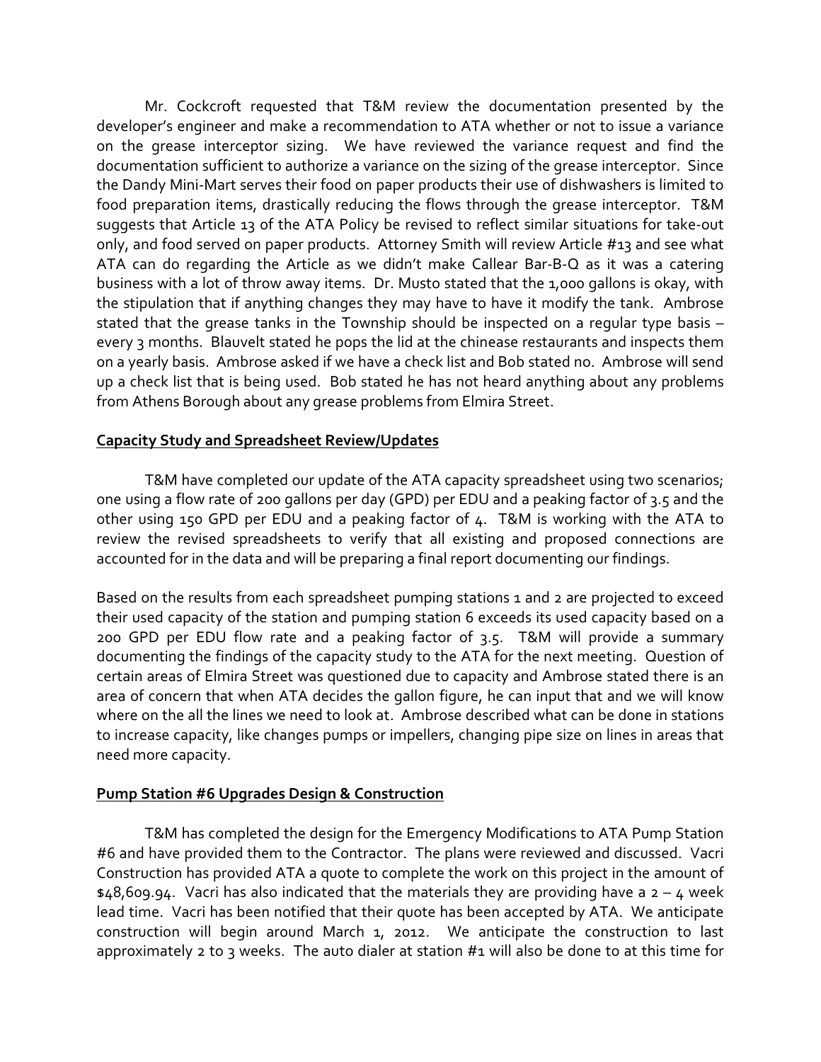Mr. Cockcroft requested that T&M review the documentation presented by the developer's engineer and make a recommendation to ATA whether or not to issue a variance on the grease interceptor sizing. We have reviewed the variance request and find the documentation sufficient to authorize a variance on the sizing of the grease interceptor. Since the Dandy Mini-Mart serves their food on paper products their use of dishwashers is limited to food preparation items, drastically reducing the flows through the grease interceptor. T&M suggests that Article 13 of the ATA Policy be revised to reflect similar situations for take-out only, and food served on paper products. Attorney Smith will review Article #13 and see what ATA can do regarding the Article as we didn't make Callear Bar-B-Q as it was a catering business with a lot of throw away items. Dr. Musto stated that the 1,000 gallons is okay, with the stipulation that if anything changes they may have to have it modify the tank. Ambrose stated that the grease tanks in the Township should be inspected on a regular type basis – every 3 months. Blauvelt stated he pops the lid at the chinease restaurants and inspects them on a yearly basis. Ambrose asked if we have a check list and Bob stated no. Ambrose will send up a check list that is being used. Bob stated he has not heard anything about any problems from Athens Borough about any grease problems from Elmira Street.

## Capacity Study and Spreadsheet Review/Updates

T&M have completed our update of the ATA capacity spreadsheet using two scenarios; one using a flow rate of 200 gallons per day (GPD) per EDU and a peaking factor of 3.5 and the other using 150 GPD per EDU and a peaking factor of 4. T&M is working with the ATA to review the revised spreadsheets to verify that all existing and proposed connections are accounted for in the data and will be preparing a final report documenting our findings.

Based on the results from each spreadsheet pumping stations 1 and 2 are projected to exceed their used capacity of the station and pumping station 6 exceeds its used capacity based on a 200 GPD per EDU flow rate and a peaking factor of 3.5. T&M will provide a summary documenting the findings of the capacity study to the ATA for the next meeting. Question of certain areas of Elmira Street was questioned due to capacity and Ambrose stated there is an area of concern that when ATA decides the gallon figure, he can input that and we will know where on the all the lines we need to look at. Ambrose described what can be done in stations to increase capacity, like changes pumps or impellers, changing pipe size on lines in areas that need more capacity.

## Pump Station #6 Upgrades Design & Construction

T&M has completed the design for the Emergency Modifications to ATA Pump Station #6 and have provided them to the Contractor. The plans were reviewed and discussed. Vacri Construction has provided ATA a quote to complete the work on this project in the amount of $48,609.94. Vacri has also indicated that the materials they are providing have a 2 – 4 week lead time. Vacri has been notified that their quote has been accepted by ATA. We anticipate construction will begin around March 1, 2012. We anticipate the construction to last approximately 2 to 3 weeks. The auto dialer at station #1 will also be done to at this time for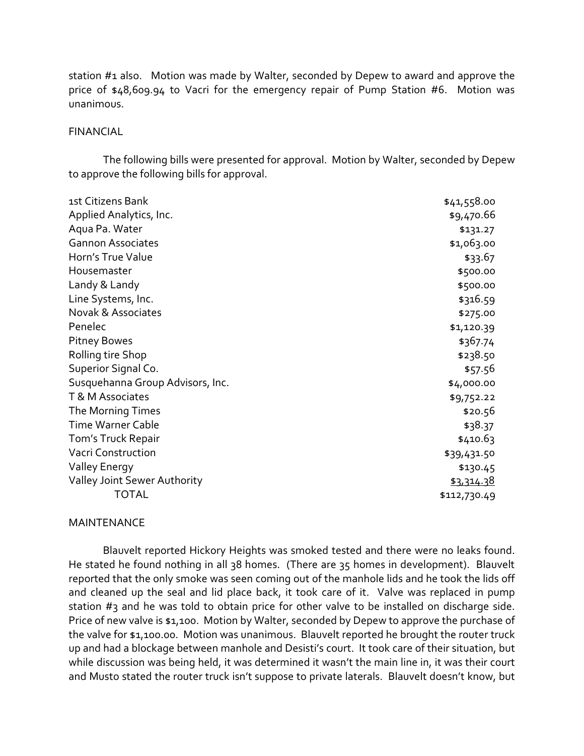station #1 also. Motion was made by Walter, seconded by Depew to award and approve the price of $48,609.94 to Vacri for the emergency repair of Pump Station #6. Motion was unanimous.

FINANCIAL

The following bills were presented for approval. Motion by Walter, seconded by Depew to approve the following bills for approval.

| | |
|---|---|
| 1st Citizens Bank | $41,558.00 |
| Applied Analytics, Inc. | $9,470.66 |
| Aqua Pa. Water | $131.27 |
| Gannon Associates | $1,063.00 |
| Horn's True Value | $33.67 |
| Housemaster | $500.00 |
| Landy & Landy | $500.00 |
| Line Systems, Inc. | $316.59 |
| Novak & Associates | $275.00 |
| Penelec | $1,120.39 |
| Pitney Bowes | $367.74 |
| Rolling tire Shop | $238.50 |
| Superior Signal Co. | $57.56 |
| Susquehanna Group Advisors, Inc. | $4,000.00 |
| T & M Associates | $9,752.22 |
| The Morning Times | $20.56 |
| Time Warner Cable | $38.37 |
| Tom's Truck Repair | $410.63 |
| Vacri Construction | $39,431.50 |
| Valley Energy | $130.45 |
| Valley Joint Sewer Authority | $3,314.38 |
| TOTAL | $112,730.49 |

MAINTENANCE

Blauvelt reported Hickory Heights was smoked tested and there were no leaks found. He stated he found nothing in all 38 homes. (There are 35 homes in development). Blauvelt reported that the only smoke was seen coming out of the manhole lids and he took the lids off and cleaned up the seal and lid place back, it took care of it. Valve was replaced in pump station #3 and he was told to obtain price for other valve to be installed on discharge side. Price of new valve is $1,100. Motion by Walter, seconded by Depew to approve the purchase of the valve for $1,100.00. Motion was unanimous. Blauvelt reported he brought the router truck up and had a blockage between manhole and Desisti's court. It took care of their situation, but while discussion was being held, it was determined it wasn't the main line in, it was their court and Musto stated the router truck isn't suppose to private laterals. Blauvelt doesn't know, but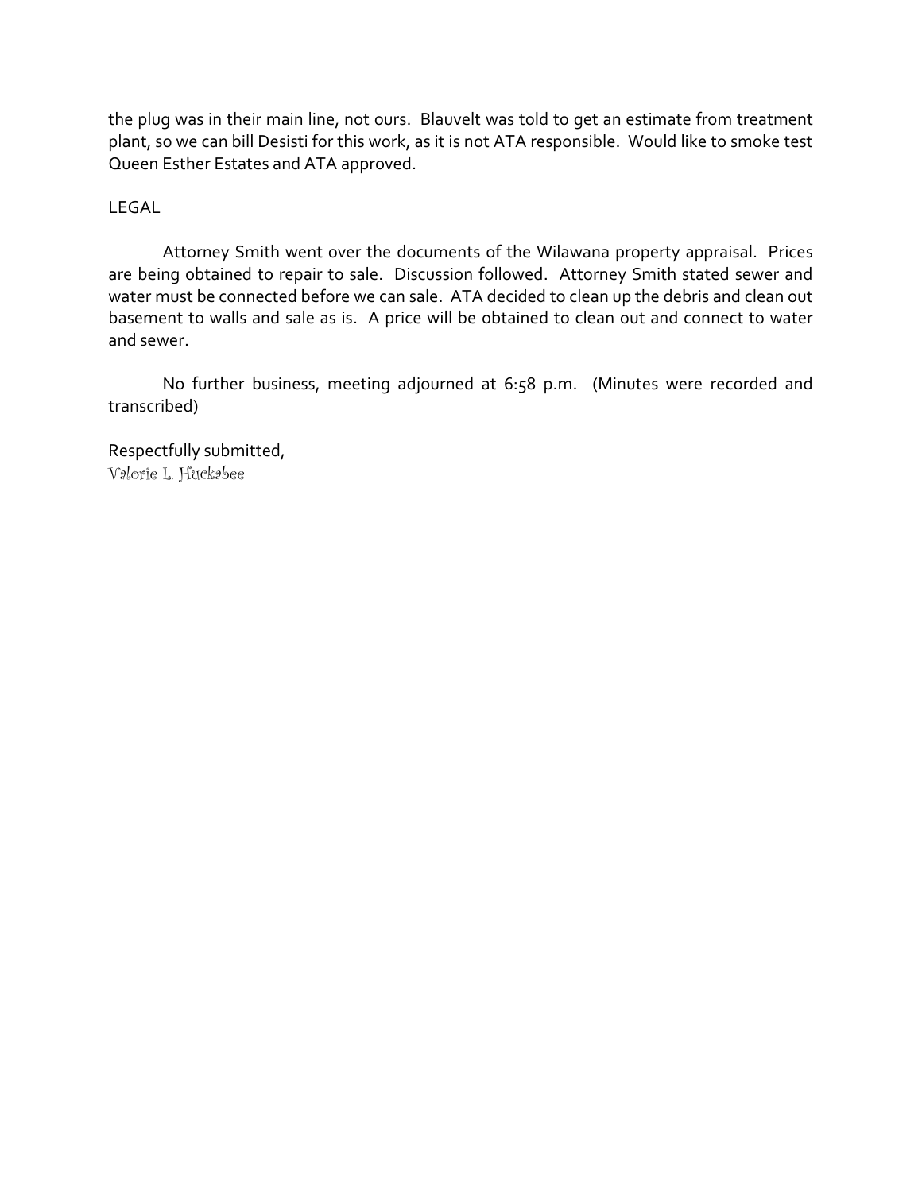the plug was in their main line, not ours. Blauvelt was told to get an estimate from treatment plant, so we can bill Desisti for this work, as it is not ATA responsible. Would like to smoke test Queen Esther Estates and ATA approved.

LEGAL

Attorney Smith went over the documents of the Wilawana property appraisal. Prices are being obtained to repair to sale. Discussion followed. Attorney Smith stated sewer and water must be connected before we can sale. ATA decided to clean up the debris and clean out basement to walls and sale as is. A price will be obtained to clean out and connect to water and sewer.

No further business, meeting adjourned at 6:58 p.m. (Minutes were recorded and transcribed)

Respectfully submitted,
Valorie L. Huckabee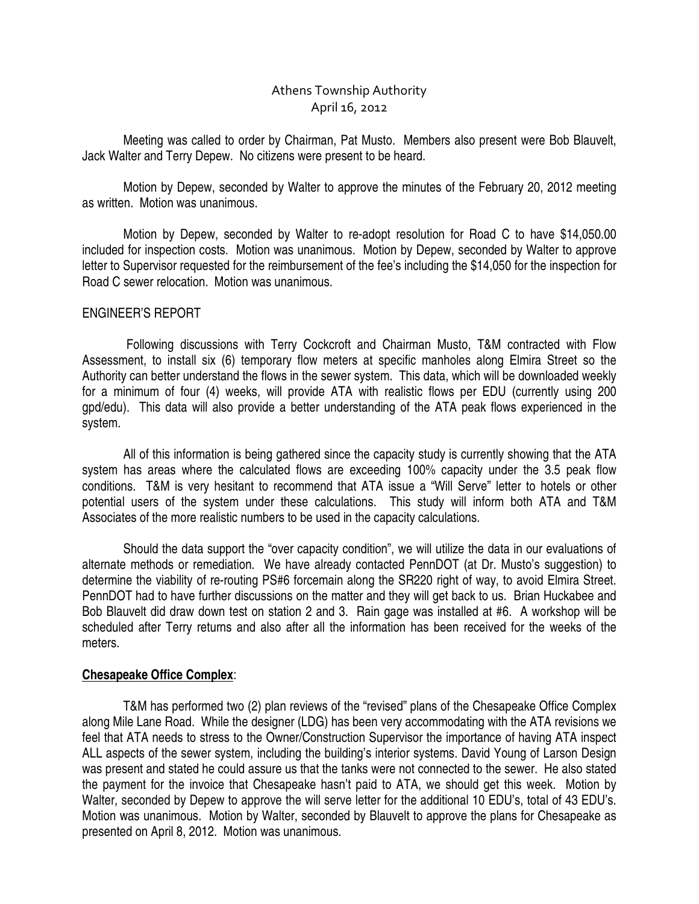# Athens Township Authority
## April 16, 2012

Meeting was called to order by Chairman, Pat Musto. Members also present were Bob Blauvelt, Jack Walter and Terry Depew. No citizens were present to be heard.

Motion by Depew, seconded by Walter to approve the minutes of the February 20, 2012 meeting as written. Motion was unanimous.

Motion by Depew, seconded by Walter to re-adopt resolution for Road C to have $14,050.00 included for inspection costs. Motion was unanimous. Motion by Depew, seconded by Walter to approve letter to Supervisor requested for the reimbursement of the fee's including the $14,050 for the inspection for Road C sewer relocation. Motion was unanimous.

ENGINEER'S REPORT

Following discussions with Terry Cockcroft and Chairman Musto, T&M contracted with Flow Assessment, to install six (6) temporary flow meters at specific manholes along Elmira Street so the Authority can better understand the flows in the sewer system. This data, which will be downloaded weekly for a minimum of four (4) weeks, will provide ATA with realistic flows per EDU (currently using 200 gpd/edu). This data will also provide a better understanding of the ATA peak flows experienced in the system.

All of this information is being gathered since the capacity study is currently showing that the ATA system has areas where the calculated flows are exceeding 100% capacity under the 3.5 peak flow conditions. T&M is very hesitant to recommend that ATA issue a "Will Serve" letter to hotels or other potential users of the system under these calculations. This study will inform both ATA and T&M Associates of the more realistic numbers to be used in the capacity calculations.

Should the data support the "over capacity condition", we will utilize the data in our evaluations of alternate methods or remediation. We have already contacted PennDOT (at Dr. Musto's suggestion) to determine the viability of re-routing PS#6 forcemain along the SR220 right of way, to avoid Elmira Street. PennDOT had to have further discussions on the matter and they will get back to us. Brian Huckabee and Bob Blauvelt did draw down test on station 2 and 3. Rain gage was installed at #6. A workshop will be scheduled after Terry returns and also after all the information has been received for the weeks of the meters.

**Chesapeake Office Complex**:

T&M has performed two (2) plan reviews of the "revised" plans of the Chesapeake Office Complex along Mile Lane Road. While the designer (LDG) has been very accommodating with the ATA revisions we feel that ATA needs to stress to the Owner/Construction Supervisor the importance of having ATA inspect ALL aspects of the sewer system, including the building's interior systems. David Young of Larson Design was present and stated he could assure us that the tanks were not connected to the sewer. He also stated the payment for the invoice that Chesapeake hasn't paid to ATA, we should get this week. Motion by Walter, seconded by Depew to approve the will serve letter for the additional 10 EDU's, total of 43 EDU's. Motion was unanimous. Motion by Walter, seconded by Blauvelt to approve the plans for Chesapeake as presented on April 8, 2012. Motion was unanimous.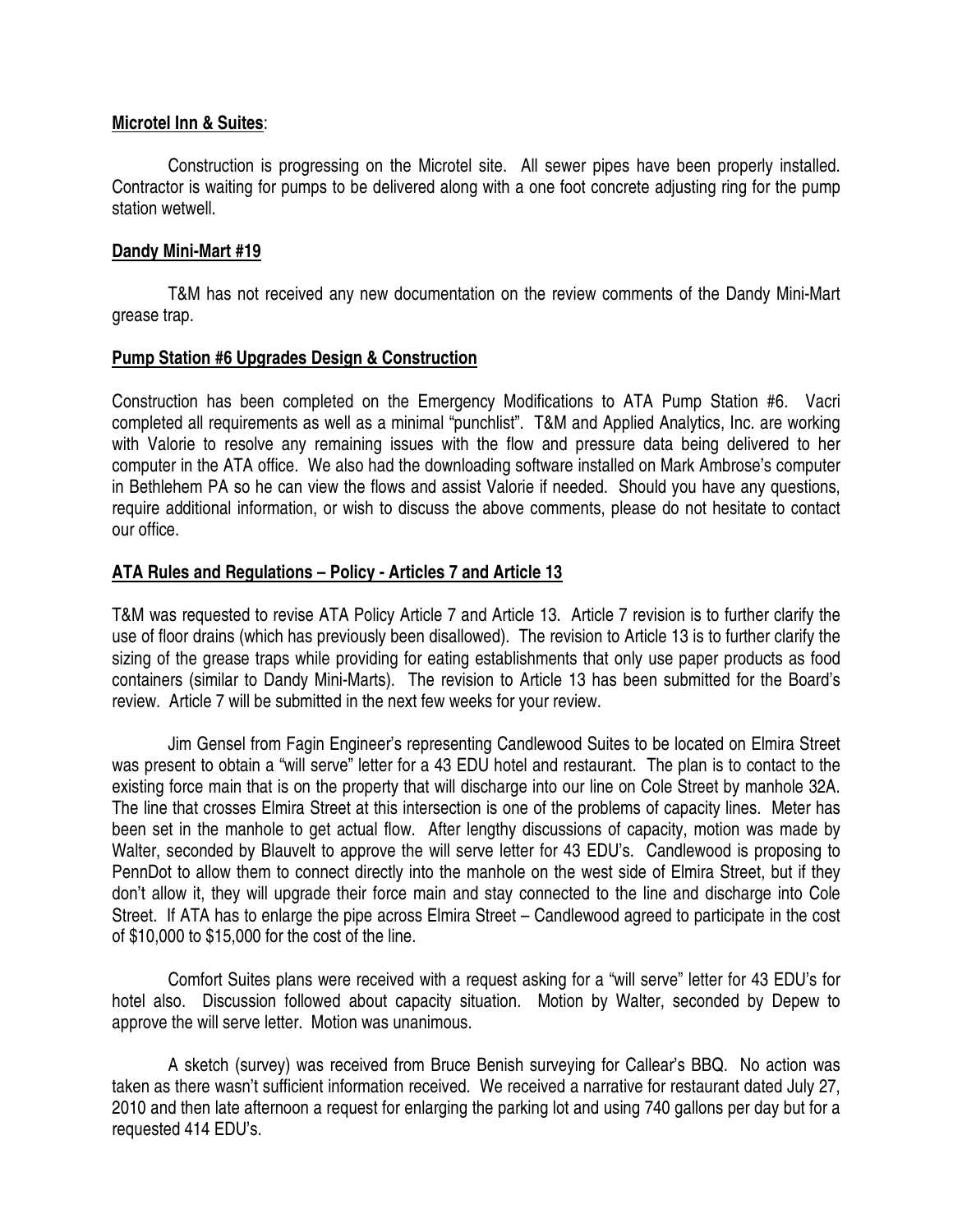**Microtel Inn & Suites**:

Construction is progressing on the Microtel site. All sewer pipes have been properly installed. Contractor is waiting for pumps to be delivered along with a one foot concrete adjusting ring for the pump station wetwell.

**Dandy Mini-Mart #19**

T&M has not received any new documentation on the review comments of the Dandy Mini-Mart grease trap.

**Pump Station #6 Upgrades Design & Construction**

Construction has been completed on the Emergency Modifications to ATA Pump Station #6. Vacri completed all requirements as well as a minimal "punchlist". T&M and Applied Analytics, Inc. are working with Valorie to resolve any remaining issues with the flow and pressure data being delivered to her computer in the ATA office. We also had the downloading software installed on Mark Ambrose's computer in Bethlehem PA so he can view the flows and assist Valorie if needed. Should you have any questions, require additional information, or wish to discuss the above comments, please do not hesitate to contact our office.

**ATA Rules and Regulations – Policy - Articles 7 and Article 13**

T&M was requested to revise ATA Policy Article 7 and Article 13. Article 7 revision is to further clarify the use of floor drains (which has previously been disallowed). The revision to Article 13 is to further clarify the sizing of the grease traps while providing for eating establishments that only use paper products as food containers (similar to Dandy Mini-Marts). The revision to Article 13 has been submitted for the Board's review. Article 7 will be submitted in the next few weeks for your review.

Jim Gensel from Fagin Engineer's representing Candlewood Suites to be located on Elmira Street was present to obtain a "will serve" letter for a 43 EDU hotel and restaurant. The plan is to contact to the existing force main that is on the property that will discharge into our line on Cole Street by manhole 32A. The line that crosses Elmira Street at this intersection is one of the problems of capacity lines. Meter has been set in the manhole to get actual flow. After lengthy discussions of capacity, motion was made by Walter, seconded by Blauvelt to approve the will serve letter for 43 EDU's. Candlewood is proposing to PennDot to allow them to connect directly into the manhole on the west side of Elmira Street, but if they don't allow it, they will upgrade their force main and stay connected to the line and discharge into Cole Street. If ATA has to enlarge the pipe across Elmira Street – Candlewood agreed to participate in the cost of $10,000 to $15,000 for the cost of the line.

Comfort Suites plans were received with a request asking for a "will serve" letter for 43 EDU's for hotel also. Discussion followed about capacity situation. Motion by Walter, seconded by Depew to approve the will serve letter. Motion was unanimous.

A sketch (survey) was received from Bruce Benish surveying for Callear's BBQ. No action was taken as there wasn't sufficient information received. We received a narrative for restaurant dated July 27, 2010 and then late afternoon a request for enlarging the parking lot and using 740 gallons per day but for a requested 414 EDU's.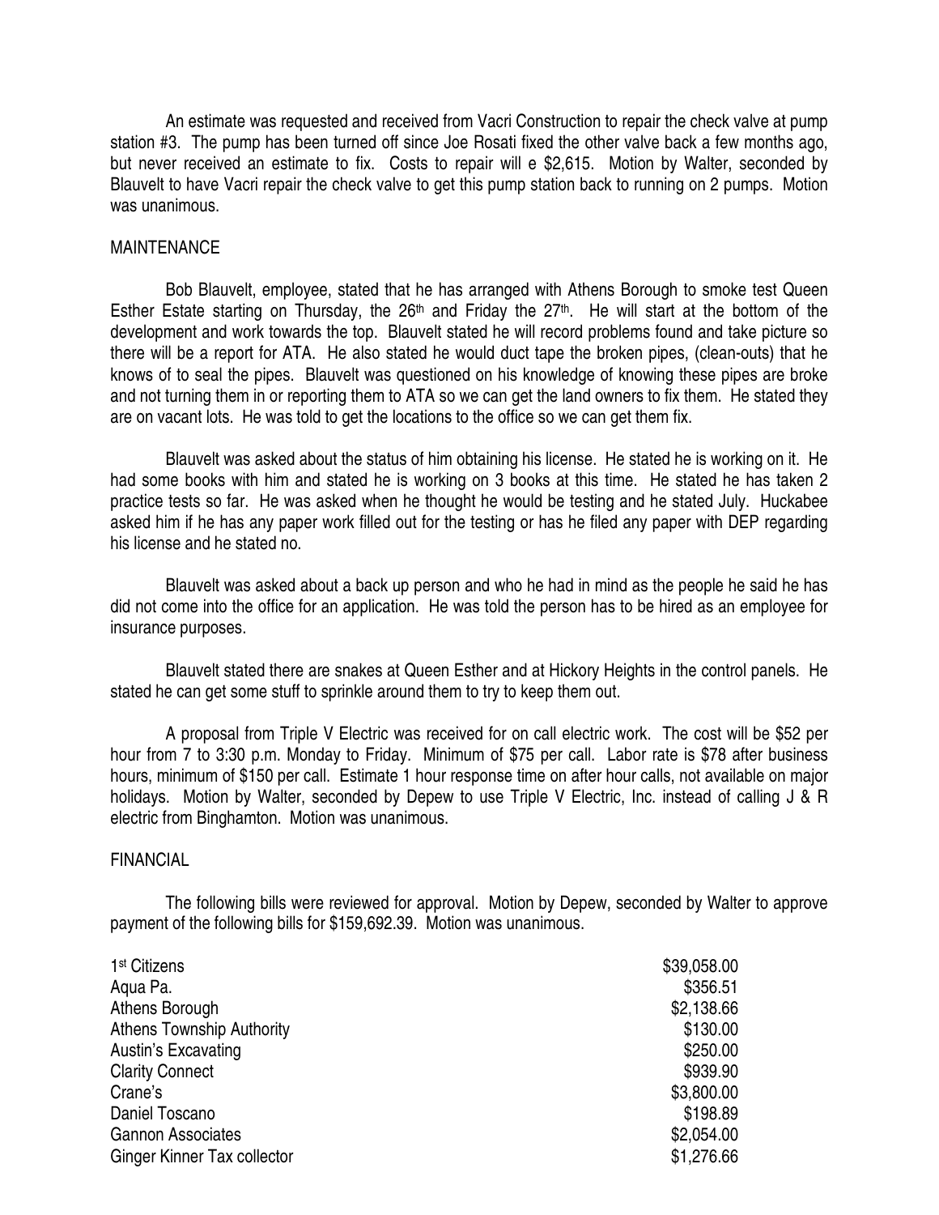An estimate was requested and received from Vacri Construction to repair the check valve at pump station #3. The pump has been turned off since Joe Rosati fixed the other valve back a few months ago, but never received an estimate to fix. Costs to repair will e $2,615. Motion by Walter, seconded by Blauvelt to have Vacri repair the check valve to get this pump station back to running on 2 pumps. Motion was unanimous.

MAINTENANCE

Bob Blauvelt, employee, stated that he has arranged with Athens Borough to smoke test Queen Esther Estate starting on Thursday, the 26th and Friday the 27th. He will start at the bottom of the development and work towards the top. Blauvelt stated he will record problems found and take picture so there will be a report for ATA. He also stated he would duct tape the broken pipes, (clean-outs) that he knows of to seal the pipes. Blauvelt was questioned on his knowledge of knowing these pipes are broke and not turning them in or reporting them to ATA so we can get the land owners to fix them. He stated they are on vacant lots. He was told to get the locations to the office so we can get them fix.

Blauvelt was asked about the status of him obtaining his license. He stated he is working on it. He had some books with him and stated he is working on 3 books at this time. He stated he has taken 2 practice tests so far. He was asked when he thought he would be testing and he stated July. Huckabee asked him if he has any paper work filled out for the testing or has he filed any paper with DEP regarding his license and he stated no.

Blauvelt was asked about a back up person and who he had in mind as the people he said he has did not come into the office for an application. He was told the person has to be hired as an employee for insurance purposes.

Blauvelt stated there are snakes at Queen Esther and at Hickory Heights in the control panels. He stated he can get some stuff to sprinkle around them to try to keep them out.

A proposal from Triple V Electric was received for on call electric work. The cost will be $52 per hour from 7 to 3:30 p.m. Monday to Friday. Minimum of $75 per call. Labor rate is $78 after business hours, minimum of $150 per call. Estimate 1 hour response time on after hour calls, not available on major holidays. Motion by Walter, seconded by Depew to use Triple V Electric, Inc. instead of calling J & R electric from Binghamton. Motion was unanimous.

FINANCIAL

The following bills were reviewed for approval. Motion by Depew, seconded by Walter to approve payment of the following bills for $159,692.39. Motion was unanimous.

| | |
|---|---:|
| 1st Citizens | $39,058.00 |
| Aqua Pa. | $356.51 |
| Athens Borough | $2,138.66 |
| Athens Township Authority | $130.00 |
| Austin's Excavating | $250.00 |
| Clarity Connect | $939.90 |
| Crane's | $3,800.00 |
| Daniel Toscano | $198.89 |
| Gannon Associates | $2,054.00 |
| Ginger Kinner Tax collector | $1,276.66 |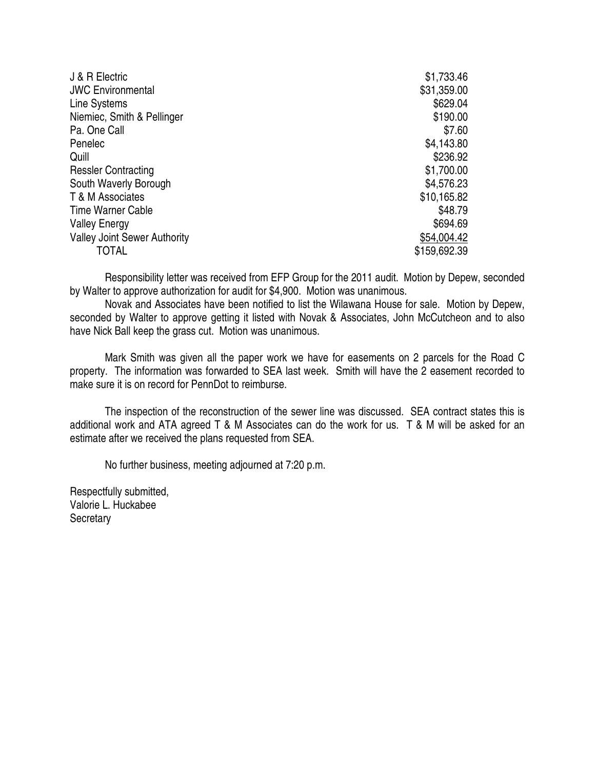| | |
|---|---|
| J & R Electric | $1,733.46 |
| JWC Environmental | $31,359.00 |
| Line Systems | $629.04 |
| Niemiec, Smith & Pellinger | $190.00 |
| Pa. One Call | $7.60 |
| Penelec | $4,143.80 |
| Quill | $236.92 |
| Ressler Contracting | $1,700.00 |
| South Waverly Borough | $4,576.23 |
| T & M Associates | $10,165.82 |
| Time Warner Cable | $48.79 |
| Valley Energy | $694.69 |
| Valley Joint Sewer Authority | $54,004.42 |
| TOTAL | $159,692.39 |

Responsibility letter was received from EFP Group for the 2011 audit. Motion by Depew, seconded by Walter to approve authorization for audit for $4,900. Motion was unanimous.

Novak and Associates have been notified to list the Wilawana House for sale. Motion by Depew, seconded by Walter to approve getting it listed with Novak & Associates, John McCutcheon and to also have Nick Ball keep the grass cut. Motion was unanimous.

Mark Smith was given all the paper work we have for easements on 2 parcels for the Road C property. The information was forwarded to SEA last week. Smith will have the 2 easement recorded to make sure it is on record for PennDot to reimburse.

The inspection of the reconstruction of the sewer line was discussed. SEA contract states this is additional work and ATA agreed T & M Associates can do the work for us. T & M will be asked for an estimate after we received the plans requested from SEA.

No further business, meeting adjourned at 7:20 p.m.

Respectfully submitted,
Valorie L. Huckabee
Secretary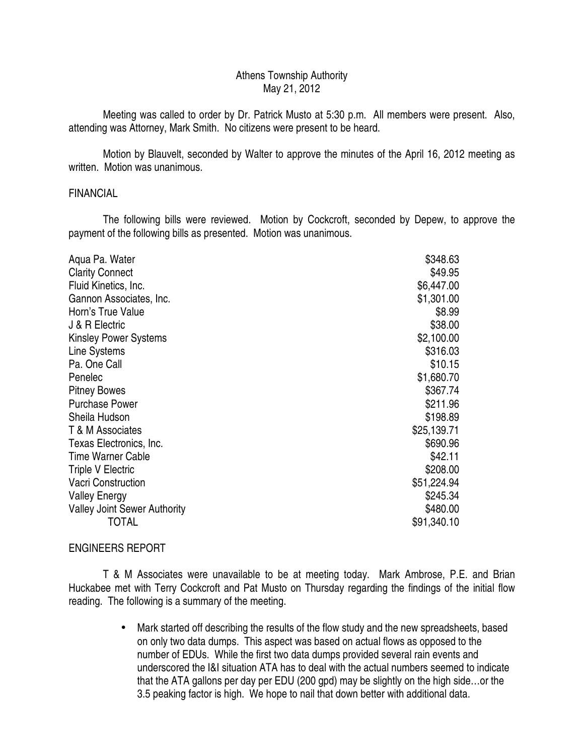Athens Township Authority
May 21, 2012

Meeting was called to order by Dr. Patrick Musto at 5:30 p.m. All members were present. Also, attending was Attorney, Mark Smith. No citizens were present to be heard.

Motion by Blauvelt, seconded by Walter to approve the minutes of the April 16, 2012 meeting as written. Motion was unanimous.

FINANCIAL

The following bills were reviewed. Motion by Cockcroft, seconded by Depew, to approve the payment of the following bills as presented. Motion was unanimous.

| | |
|---|---|
| Aqua Pa. Water | $348.63 |
| Clarity Connect | $49.95 |
| Fluid Kinetics, Inc. | $6,447.00 |
| Gannon Associates, Inc. | $1,301.00 |
| Horn's True Value | $8.99 |
| J & R Electric | $38.00 |
| Kinsley Power Systems | $2,100.00 |
| Line Systems | $316.03 |
| Pa. One Call | $10.15 |
| Penelec | $1,680.70 |
| Pitney Bowes | $367.74 |
| Purchase Power | $211.96 |
| Sheila Hudson | $198.89 |
| T & M Associates | $25,139.71 |
| Texas Electronics, Inc. | $690.96 |
| Time Warner Cable | $42.11 |
| Triple V Electric | $208.00 |
| Vacri Construction | $51,224.94 |
| Valley Energy | $245.34 |
| Valley Joint Sewer Authority | $480.00 |
| TOTAL | $91,340.10 |

ENGINEERS REPORT

T & M Associates were unavailable to be at meeting today. Mark Ambrose, P.E. and Brian Huckabee met with Terry Cockcroft and Pat Musto on Thursday regarding the findings of the initial flow reading. The following is a summary of the meeting.

- Mark started off describing the results of the flow study and the new spreadsheets, based on only two data dumps. This aspect was based on actual flows as opposed to the number of EDUs. While the first two data dumps provided several rain events and underscored the I&I situation ATA has to deal with the actual numbers seemed to indicate that the ATA gallons per day per EDU (200 gpd) may be slightly on the high side…or the 3.5 peaking factor is high. We hope to nail that down better with additional data.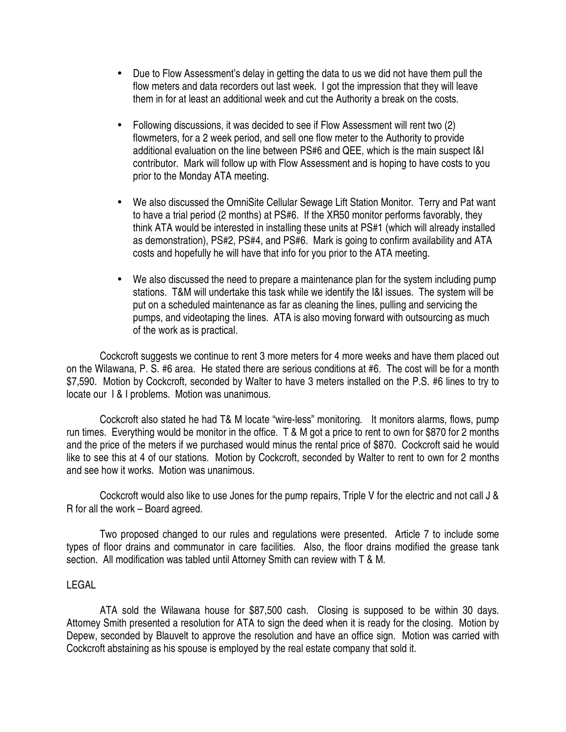- Due to Flow Assessment's delay in getting the data to us we did not have them pull the flow meters and data recorders out last week. I got the impression that they will leave them in for at least an additional week and cut the Authority a break on the costs.

- Following discussions, it was decided to see if Flow Assessment will rent two (2) flowmeters, for a 2 week period, and sell one flow meter to the Authority to provide additional evaluation on the line between PS#6 and QEE, which is the main suspect I&I contributor. Mark will follow up with Flow Assessment and is hoping to have costs to you prior to the Monday ATA meeting.

- We also discussed the OmniSite Cellular Sewage Lift Station Monitor. Terry and Pat want to have a trial period (2 months) at PS#6. If the XR50 monitor performs favorably, they think ATA would be interested in installing these units at PS#1 (which will already installed as demonstration), PS#2, PS#4, and PS#6. Mark is going to confirm availability and ATA costs and hopefully he will have that info for you prior to the ATA meeting.

- We also discussed the need to prepare a maintenance plan for the system including pump stations. T&M will undertake this task while we identify the I&I issues. The system will be put on a scheduled maintenance as far as cleaning the lines, pulling and servicing the pumps, and videotaping the lines. ATA is also moving forward with outsourcing as much of the work as is practical.

Cockcroft suggests we continue to rent 3 more meters for 4 more weeks and have them placed out on the Wilawana, P. S. #6 area. He stated there are serious conditions at #6. The cost will be for a month $7,590. Motion by Cockcroft, seconded by Walter to have 3 meters installed on the P.S. #6 lines to try to locate our I & I problems. Motion was unanimous.

Cockcroft also stated he had T& M locate "wire-less" monitoring. It monitors alarms, flows, pump run times. Everything would be monitor in the office. T & M got a price to rent to own for $870 for 2 months and the price of the meters if we purchased would minus the rental price of $870. Cockcroft said he would like to see this at 4 of our stations. Motion by Cockcroft, seconded by Walter to rent to own for 2 months and see how it works. Motion was unanimous.

Cockcroft would also like to use Jones for the pump repairs, Triple V for the electric and not call J & R for all the work – Board agreed.

Two proposed changed to our rules and regulations were presented. Article 7 to include some types of floor drains and communator in care facilities. Also, the floor drains modified the grease tank section. All modification was tabled until Attorney Smith can review with T & M.

LEGAL

ATA sold the Wilawana house for $87,500 cash. Closing is supposed to be within 30 days. Attorney Smith presented a resolution for ATA to sign the deed when it is ready for the closing. Motion by Depew, seconded by Blauvelt to approve the resolution and have an office sign. Motion was carried with Cockcroft abstaining as his spouse is employed by the real estate company that sold it.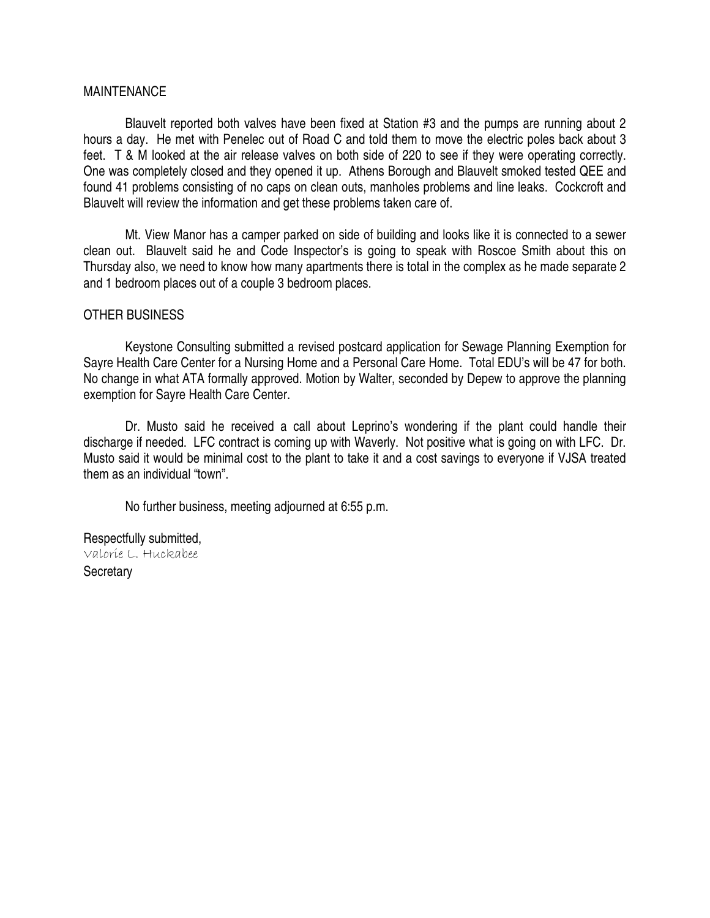## MAINTENANCE

Blauvelt reported both valves have been fixed at Station #3 and the pumps are running about 2 hours a day. He met with Penelec out of Road C and told them to move the electric poles back about 3 feet. T & M looked at the air release valves on both side of 220 to see if they were operating correctly. One was completely closed and they opened it up. Athens Borough and Blauvelt smoked tested QEE and found 41 problems consisting of no caps on clean outs, manholes problems and line leaks. Cockcroft and Blauvelt will review the information and get these problems taken care of.

Mt. View Manor has a camper parked on side of building and looks like it is connected to a sewer clean out. Blauvelt said he and Code Inspector's is going to speak with Roscoe Smith about this on Thursday also, we need to know how many apartments there is total in the complex as he made separate 2 and 1 bedroom places out of a couple 3 bedroom places.

## OTHER BUSINESS

Keystone Consulting submitted a revised postcard application for Sewage Planning Exemption for Sayre Health Care Center for a Nursing Home and a Personal Care Home. Total EDU's will be 47 for both. No change in what ATA formally approved. Motion by Walter, seconded by Depew to approve the planning exemption for Sayre Health Care Center.

Dr. Musto said he received a call about Leprino's wondering if the plant could handle their discharge if needed. LFC contract is coming up with Waverly. Not positive what is going on with LFC. Dr. Musto said it would be minimal cost to the plant to take it and a cost savings to everyone if VJSA treated them as an individual "town".

No further business, meeting adjourned at 6:55 p.m.

Respectfully submitted,
Valorie L. Huckabee
Secretary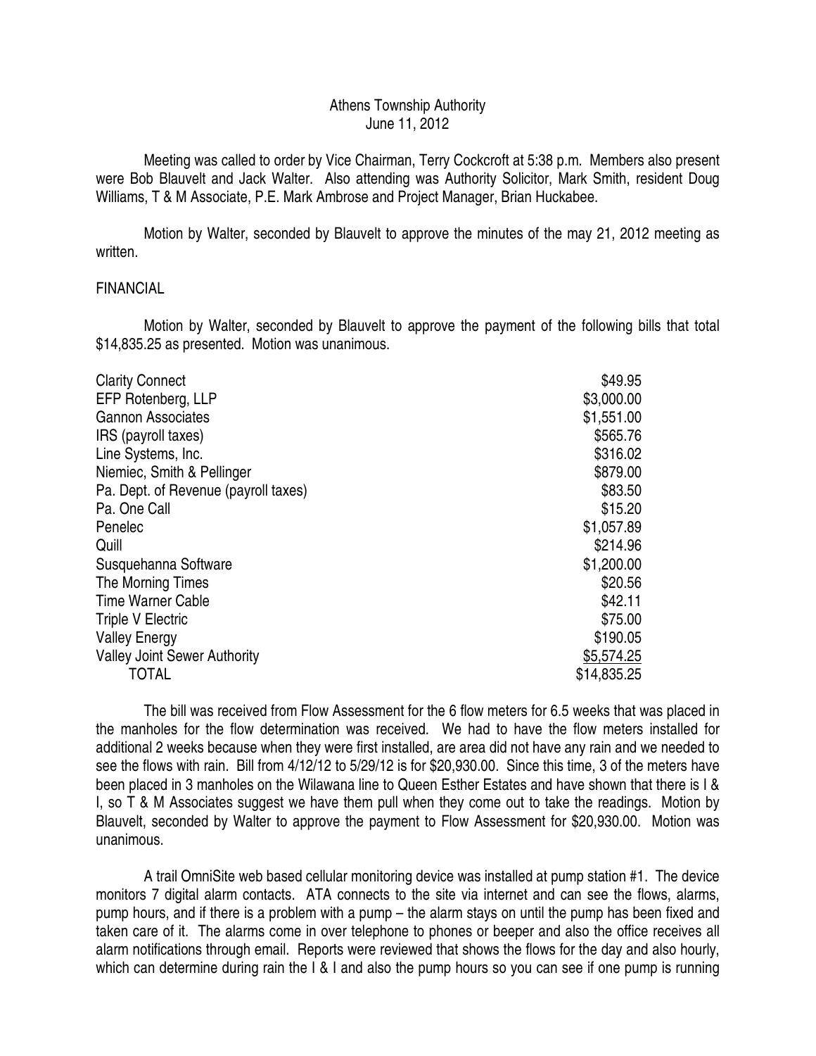Athens Township Authority
June 11, 2012

Meeting was called to order by Vice Chairman, Terry Cockcroft at 5:38 p.m. Members also present were Bob Blauvelt and Jack Walter. Also attending was Authority Solicitor, Mark Smith, resident Doug Williams, T & M Associate, P.E. Mark Ambrose and Project Manager, Brian Huckabee.

Motion by Walter, seconded by Blauvelt to approve the minutes of the may 21, 2012 meeting as written.

FINANCIAL

Motion by Walter, seconded by Blauvelt to approve the payment of the following bills that total $14,835.25 as presented. Motion was unanimous.

| | |
|---|---|
| Clarity Connect | $49.95 |
| EFP Rotenberg, LLP | $3,000.00 |
| Gannon Associates | $1,551.00 |
| IRS (payroll taxes) | $565.76 |
| Line Systems, Inc. | $316.02 |
| Niemiec, Smith & Pellinger | $879.00 |
| Pa. Dept. of Revenue (payroll taxes) | $83.50 |
| Pa. One Call | $15.20 |
| Penelec | $1,057.89 |
| Quill | $214.96 |
| Susquehanna Software | $1,200.00 |
| The Morning Times | $20.56 |
| Time Warner Cable | $42.11 |
| Triple V Electric | $75.00 |
| Valley Energy | $190.05 |
| Valley Joint Sewer Authority | $5,574.25 |
| TOTAL | $14,835.25 |

The bill was received from Flow Assessment for the 6 flow meters for 6.5 weeks that was placed in the manholes for the flow determination was received. We had to have the flow meters installed for additional 2 weeks because when they were first installed, are area did not have any rain and we needed to see the flows with rain. Bill from 4/12/12 to 5/29/12 is for $20,930.00. Since this time, 3 of the meters have been placed in 3 manholes on the Wilawana line to Queen Esther Estates and have shown that there is I & I, so T & M Associates suggest we have them pull when they come out to take the readings. Motion by Blauvelt, seconded by Walter to approve the payment to Flow Assessment for $20,930.00. Motion was unanimous.

A trail OmniSite web based cellular monitoring device was installed at pump station #1. The device monitors 7 digital alarm contacts. ATA connects to the site via internet and can see the flows, alarms, pump hours, and if there is a problem with a pump – the alarm stays on until the pump has been fixed and taken care of it. The alarms come in over telephone to phones or beeper and also the office receives all alarm notifications through email. Reports were reviewed that shows the flows for the day and also hourly, which can determine during rain the I & I and also the pump hours so you can see if one pump is running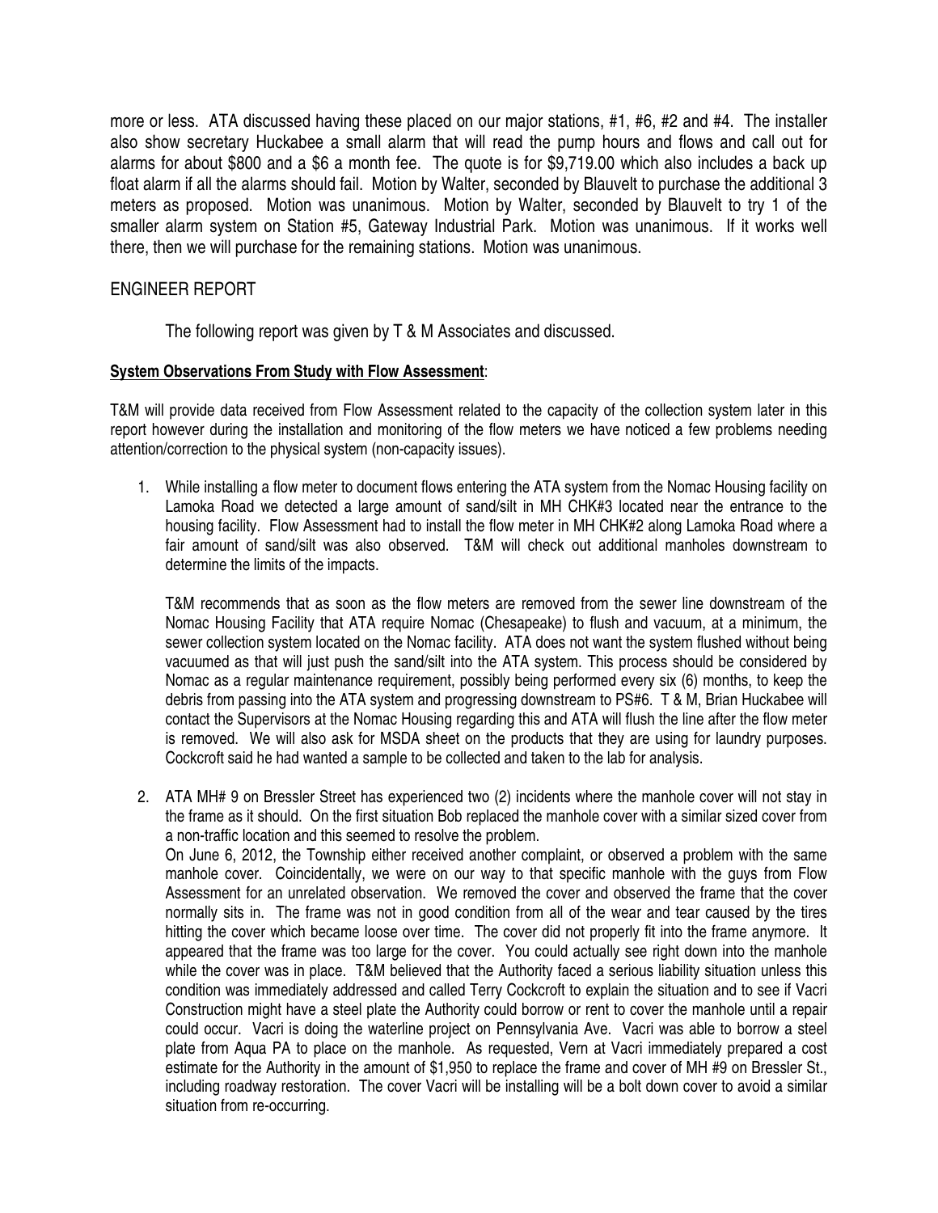more or less. ATA discussed having these placed on our major stations, #1, #6, #2 and #4. The installer also show secretary Huckabee a small alarm that will read the pump hours and flows and call out for alarms for about $800 and a $6 a month fee. The quote is for $9,719.00 which also includes a back up float alarm if all the alarms should fail. Motion by Walter, seconded by Blauvelt to purchase the additional 3 meters as proposed. Motion was unanimous. Motion by Walter, seconded by Blauvelt to try 1 of the smaller alarm system on Station #5, Gateway Industrial Park. Motion was unanimous. If it works well there, then we will purchase for the remaining stations. Motion was unanimous.

## ENGINEER REPORT

The following report was given by T & M Associates and discussed.

**System Observations From Study with Flow Assessment**:

T&M will provide data received from Flow Assessment related to the capacity of the collection system later in this report however during the installation and monitoring of the flow meters we have noticed a few problems needing attention/correction to the physical system (non-capacity issues).

1. While installing a flow meter to document flows entering the ATA system from the Nomac Housing facility on Lamoka Road we detected a large amount of sand/silt in MH CHK#3 located near the entrance to the housing facility. Flow Assessment had to install the flow meter in MH CHK#2 along Lamoka Road where a fair amount of sand/silt was also observed. T&M will check out additional manholes downstream to determine the limits of the impacts.

   T&M recommends that as soon as the flow meters are removed from the sewer line downstream of the Nomac Housing Facility that ATA require Nomac (Chesapeake) to flush and vacuum, at a minimum, the sewer collection system located on the Nomac facility. ATA does not want the system flushed without being vacuumed as that will just push the sand/silt into the ATA system. This process should be considered by Nomac as a regular maintenance requirement, possibly being performed every six (6) months, to keep the debris from passing into the ATA system and progressing downstream to PS#6. T & M, Brian Huckabee will contact the Supervisors at the Nomac Housing regarding this and ATA will flush the line after the flow meter is removed. We will also ask for MSDA sheet on the products that they are using for laundry purposes. Cockcroft said he had wanted a sample to be collected and taken to the lab for analysis.

2. ATA MH# 9 on Bressler Street has experienced two (2) incidents where the manhole cover will not stay in the frame as it should. On the first situation Bob replaced the manhole cover with a similar sized cover from a non-traffic location and this seemed to resolve the problem.
   On June 6, 2012, the Township either received another complaint, or observed a problem with the same manhole cover. Coincidentally, we were on our way to that specific manhole with the guys from Flow Assessment for an unrelated observation. We removed the cover and observed the frame that the cover normally sits in. The frame was not in good condition from all of the wear and tear caused by the tires hitting the cover which became loose over time. The cover did not properly fit into the frame anymore. It appeared that the frame was too large for the cover. You could actually see right down into the manhole while the cover was in place. T&M believed that the Authority faced a serious liability situation unless this condition was immediately addressed and called Terry Cockcroft to explain the situation and to see if Vacri Construction might have a steel plate the Authority could borrow or rent to cover the manhole until a repair could occur. Vacri is doing the waterline project on Pennsylvania Ave. Vacri was able to borrow a steel plate from Aqua PA to place on the manhole. As requested, Vern at Vacri immediately prepared a cost estimate for the Authority in the amount of $1,950 to replace the frame and cover of MH #9 on Bressler St., including roadway restoration. The cover Vacri will be installing will be a bolt down cover to avoid a similar situation from re-occurring.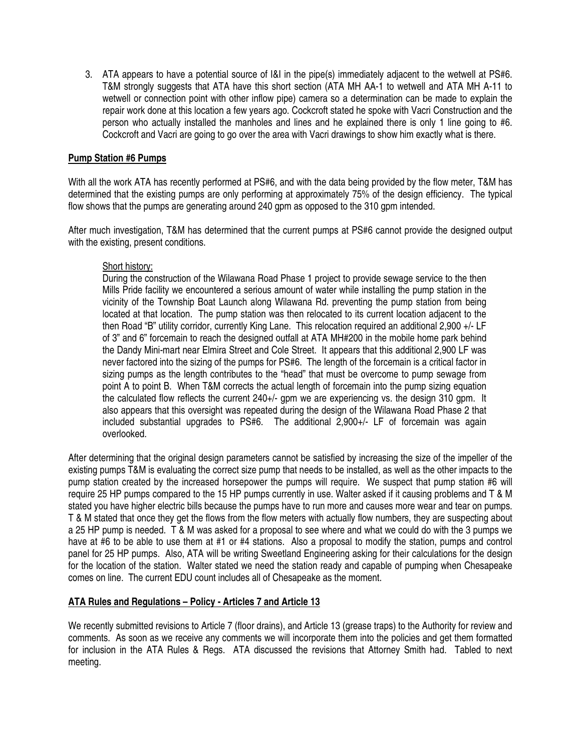3. ATA appears to have a potential source of I&I in the pipe(s) immediately adjacent to the wetwell at PS#6. T&M strongly suggests that ATA have this short section (ATA MH AA-1 to wetwell and ATA MH A-11 to wetwell or connection point with other inflow pipe) camera so a determination can be made to explain the repair work done at this location a few years ago. Cockcroft stated he spoke with Vacri Construction and the person who actually installed the manholes and lines and he explained there is only 1 line going to #6. Cockcroft and Vacri are going to go over the area with Vacri drawings to show him exactly what is there.

## Pump Station #6 Pumps

With all the work ATA has recently performed at PS#6, and with the data being provided by the flow meter, T&M has determined that the existing pumps are only performing at approximately 75% of the design efficiency. The typical flow shows that the pumps are generating around 240 gpm as opposed to the 310 gpm intended.

After much investigation, T&M has determined that the current pumps at PS#6 cannot provide the designed output with the existing, present conditions.

> Short history:
>
> During the construction of the Wilawana Road Phase 1 project to provide sewage service to the then Mills Pride facility we encountered a serious amount of water while installing the pump station in the vicinity of the Township Boat Launch along Wilawana Rd. preventing the pump station from being located at that location. The pump station was then relocated to its current location adjacent to the then Road "B" utility corridor, currently King Lane. This relocation required an additional 2,900 +/- LF of 3" and 6" forcemain to reach the designed outfall at ATA MH#200 in the mobile home park behind the Dandy Mini-mart near Elmira Street and Cole Street. It appears that this additional 2,900 LF was never factored into the sizing of the pumps for PS#6. The length of the forcemain is a critical factor in sizing pumps as the length contributes to the "head" that must be overcome to pump sewage from point A to point B. When T&M corrects the actual length of forcemain into the pump sizing equation the calculated flow reflects the current 240+/- gpm we are experiencing vs. the design 310 gpm. It also appears that this oversight was repeated during the design of the Wilawana Road Phase 2 that included substantial upgrades to PS#6. The additional 2,900+/- LF of forcemain was again overlooked.

After determining that the original design parameters cannot be satisfied by increasing the size of the impeller of the existing pumps T&M is evaluating the correct size pump that needs to be installed, as well as the other impacts to the pump station created by the increased horsepower the pumps will require. We suspect that pump station #6 will require 25 HP pumps compared to the 15 HP pumps currently in use. Walter asked if it causing problems and T & M stated you have higher electric bills because the pumps have to run more and causes more wear and tear on pumps. T & M stated that once they get the flows from the flow meters with actually flow numbers, they are suspecting about a 25 HP pump is needed. T & M was asked for a proposal to see where and what we could do with the 3 pumps we have at #6 to be able to use them at #1 or #4 stations. Also a proposal to modify the station, pumps and control panel for 25 HP pumps. Also, ATA will be writing Sweetland Engineering asking for their calculations for the design for the location of the station. Walter stated we need the station ready and capable of pumping when Chesapeake comes on line. The current EDU count includes all of Chesapeake as the moment.

## ATA Rules and Regulations – Policy - Articles 7 and Article 13

We recently submitted revisions to Article 7 (floor drains), and Article 13 (grease traps) to the Authority for review and comments. As soon as we receive any comments we will incorporate them into the policies and get them formatted for inclusion in the ATA Rules & Regs. ATA discussed the revisions that Attorney Smith had. Tabled to next meeting.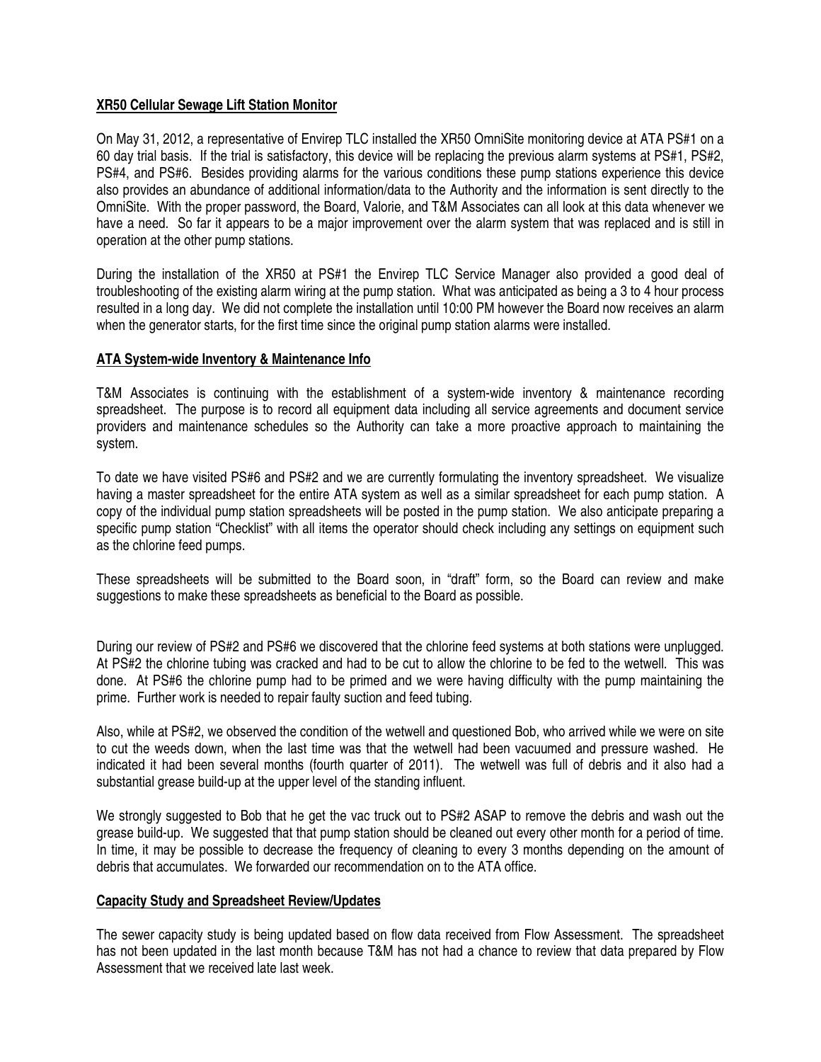**XR50 Cellular Sewage Lift Station Monitor**

On May 31, 2012, a representative of Envirep TLC installed the XR50 OmniSite monitoring device at ATA PS#1 on a 60 day trial basis. If the trial is satisfactory, this device will be replacing the previous alarm systems at PS#1, PS#2, PS#4, and PS#6. Besides providing alarms for the various conditions these pump stations experience this device also provides an abundance of additional information/data to the Authority and the information is sent directly to the OmniSite. With the proper password, the Board, Valorie, and T&M Associates can all look at this data whenever we have a need. So far it appears to be a major improvement over the alarm system that was replaced and is still in operation at the other pump stations.

During the installation of the XR50 at PS#1 the Envirep TLC Service Manager also provided a good deal of troubleshooting of the existing alarm wiring at the pump station. What was anticipated as being a 3 to 4 hour process resulted in a long day. We did not complete the installation until 10:00 PM however the Board now receives an alarm when the generator starts, for the first time since the original pump station alarms were installed.

**ATA System-wide Inventory & Maintenance Info**

T&M Associates is continuing with the establishment of a system-wide inventory & maintenance recording spreadsheet. The purpose is to record all equipment data including all service agreements and document service providers and maintenance schedules so the Authority can take a more proactive approach to maintaining the system.

To date we have visited PS#6 and PS#2 and we are currently formulating the inventory spreadsheet. We visualize having a master spreadsheet for the entire ATA system as well as a similar spreadsheet for each pump station. A copy of the individual pump station spreadsheets will be posted in the pump station. We also anticipate preparing a specific pump station "Checklist" with all items the operator should check including any settings on equipment such as the chlorine feed pumps.

These spreadsheets will be submitted to the Board soon, in "draft" form, so the Board can review and make suggestions to make these spreadsheets as beneficial to the Board as possible.

During our review of PS#2 and PS#6 we discovered that the chlorine feed systems at both stations were unplugged. At PS#2 the chlorine tubing was cracked and had to be cut to allow the chlorine to be fed to the wetwell. This was done. At PS#6 the chlorine pump had to be primed and we were having difficulty with the pump maintaining the prime. Further work is needed to repair faulty suction and feed tubing.

Also, while at PS#2, we observed the condition of the wetwell and questioned Bob, who arrived while we were on site to cut the weeds down, when the last time was that the wetwell had been vacuumed and pressure washed. He indicated it had been several months (fourth quarter of 2011). The wetwell was full of debris and it also had a substantial grease build-up at the upper level of the standing influent.

We strongly suggested to Bob that he get the vac truck out to PS#2 ASAP to remove the debris and wash out the grease build-up. We suggested that that pump station should be cleaned out every other month for a period of time. In time, it may be possible to decrease the frequency of cleaning to every 3 months depending on the amount of debris that accumulates. We forwarded our recommendation on to the ATA office.

**Capacity Study and Spreadsheet Review/Updates**

The sewer capacity study is being updated based on flow data received from Flow Assessment. The spreadsheet has not been updated in the last month because T&M has not had a chance to review that data prepared by Flow Assessment that we received late last week.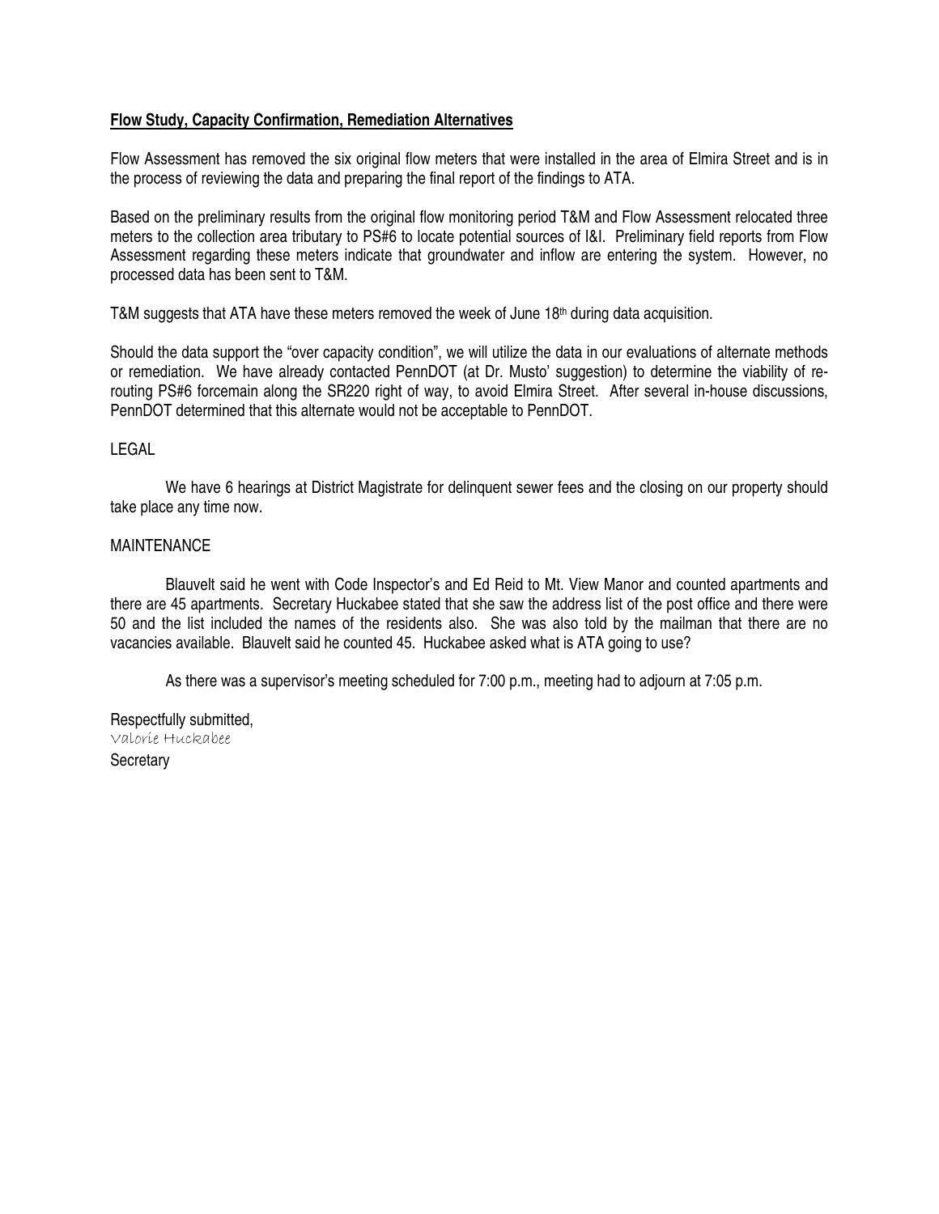**Flow Study, Capacity Confirmation, Remediation Alternatives**

Flow Assessment has removed the six original flow meters that were installed in the area of Elmira Street and is in the process of reviewing the data and preparing the final report of the findings to ATA.

Based on the preliminary results from the original flow monitoring period T&M and Flow Assessment relocated three meters to the collection area tributary to PS#6 to locate potential sources of I&I. Preliminary field reports from Flow Assessment regarding these meters indicate that groundwater and inflow are entering the system. However, no processed data has been sent to T&M.

T&M suggests that ATA have these meters removed the week of June 18th during data acquisition.

Should the data support the "over capacity condition", we will utilize the data in our evaluations of alternate methods or remediation. We have already contacted PennDOT (at Dr. Musto' suggestion) to determine the viability of re-routing PS#6 forcemain along the SR220 right of way, to avoid Elmira Street. After several in-house discussions, PennDOT determined that this alternate would not be acceptable to PennDOT.

LEGAL

We have 6 hearings at District Magistrate for delinquent sewer fees and the closing on our property should take place any time now.

MAINTENANCE

Blauvelt said he went with Code Inspector's and Ed Reid to Mt. View Manor and counted apartments and there are 45 apartments. Secretary Huckabee stated that she saw the address list of the post office and there were 50 and the list included the names of the residents also. She was also told by the mailman that there are no vacancies available. Blauvelt said he counted 45. Huckabee asked what is ATA going to use?

As there was a supervisor's meeting scheduled for 7:00 p.m., meeting had to adjourn at 7:05 p.m.

Respectfully submitted,
Valorie Huckabee
Secretary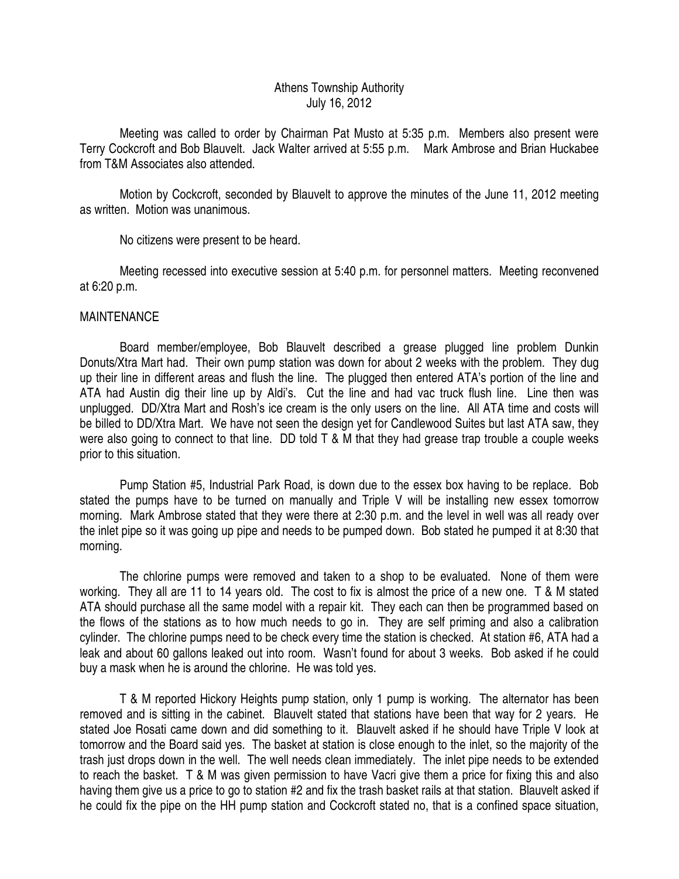Athens Township Authority
July 16, 2012

Meeting was called to order by Chairman Pat Musto at 5:35 p.m. Members also present were Terry Cockcroft and Bob Blauvelt. Jack Walter arrived at 5:55 p.m. Mark Ambrose and Brian Huckabee from T&M Associates also attended.

Motion by Cockcroft, seconded by Blauvelt to approve the minutes of the June 11, 2012 meeting as written. Motion was unanimous.

No citizens were present to be heard.

Meeting recessed into executive session at 5:40 p.m. for personnel matters. Meeting reconvened at 6:20 p.m.

MAINTENANCE

Board member/employee, Bob Blauvelt described a grease plugged line problem Dunkin Donuts/Xtra Mart had. Their own pump station was down for about 2 weeks with the problem. They dug up their line in different areas and flush the line. The plugged then entered ATA's portion of the line and ATA had Austin dig their line up by Aldi's. Cut the line and had vac truck flush line. Line then was unplugged. DD/Xtra Mart and Rosh's ice cream is the only users on the line. All ATA time and costs will be billed to DD/Xtra Mart. We have not seen the design yet for Candlewood Suites but last ATA saw, they were also going to connect to that line. DD told T & M that they had grease trap trouble a couple weeks prior to this situation.

Pump Station #5, Industrial Park Road, is down due to the essex box having to be replace. Bob stated the pumps have to be turned on manually and Triple V will be installing new essex tomorrow morning. Mark Ambrose stated that they were there at 2:30 p.m. and the level in well was all ready over the inlet pipe so it was going up pipe and needs to be pumped down. Bob stated he pumped it at 8:30 that morning.

The chlorine pumps were removed and taken to a shop to be evaluated. None of them were working. They all are 11 to 14 years old. The cost to fix is almost the price of a new one. T & M stated ATA should purchase all the same model with a repair kit. They each can then be programmed based on the flows of the stations as to how much needs to go in. They are self priming and also a calibration cylinder. The chlorine pumps need to be check every time the station is checked. At station #6, ATA had a leak and about 60 gallons leaked out into room. Wasn't found for about 3 weeks. Bob asked if he could buy a mask when he is around the chlorine. He was told yes.

T & M reported Hickory Heights pump station, only 1 pump is working. The alternator has been removed and is sitting in the cabinet. Blauvelt stated that stations have been that way for 2 years. He stated Joe Rosati came down and did something to it. Blauvelt asked if he should have Triple V look at tomorrow and the Board said yes. The basket at station is close enough to the inlet, so the majority of the trash just drops down in the well. The well needs clean immediately. The inlet pipe needs to be extended to reach the basket. T & M was given permission to have Vacri give them a price for fixing this and also having them give us a price to go to station #2 and fix the trash basket rails at that station. Blauvelt asked if he could fix the pipe on the HH pump station and Cockcroft stated no, that is a confined space situation,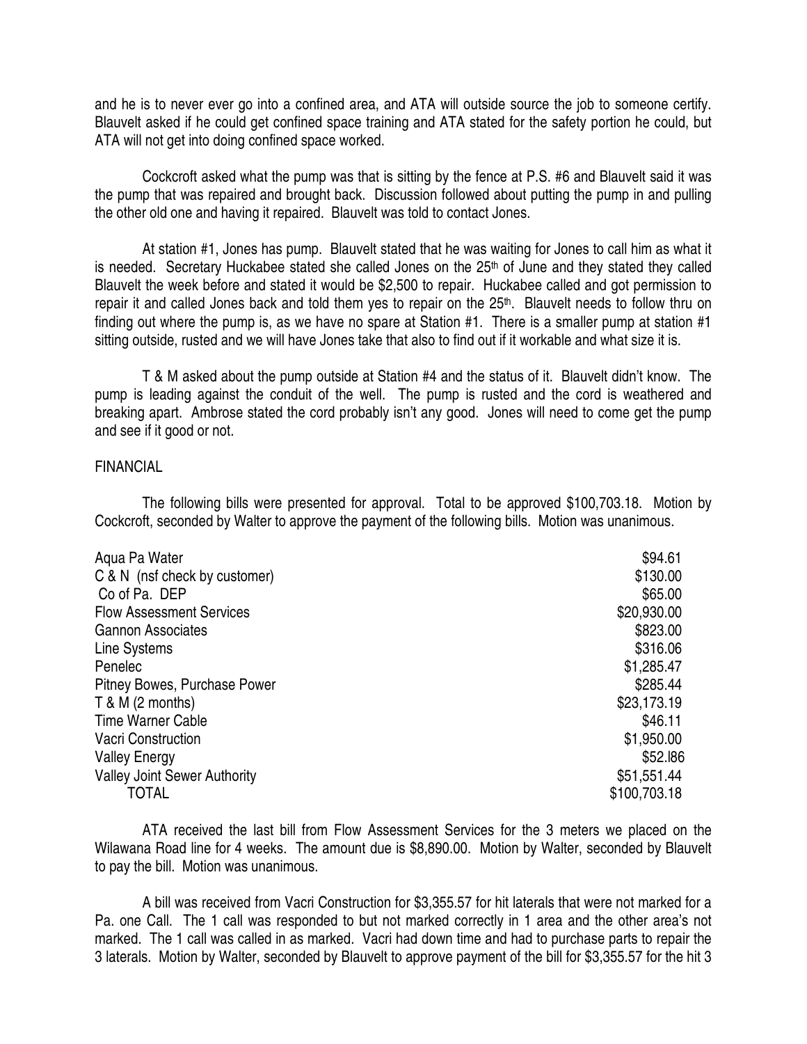and he is to never ever go into a confined area, and ATA will outside source the job to someone certify. Blauvelt asked if he could get confined space training and ATA stated for the safety portion he could, but ATA will not get into doing confined space worked.

Cockcroft asked what the pump was that is sitting by the fence at P.S. #6 and Blauvelt said it was the pump that was repaired and brought back. Discussion followed about putting the pump in and pulling the other old one and having it repaired. Blauvelt was told to contact Jones.

At station #1, Jones has pump. Blauvelt stated that he was waiting for Jones to call him as what it is needed. Secretary Huckabee stated she called Jones on the 25th of June and they stated they called Blauvelt the week before and stated it would be $2,500 to repair. Huckabee called and got permission to repair it and called Jones back and told them yes to repair on the 25th. Blauvelt needs to follow thru on finding out where the pump is, as we have no spare at Station #1. There is a smaller pump at station #1 sitting outside, rusted and we will have Jones take that also to find out if it workable and what size it is.

T & M asked about the pump outside at Station #4 and the status of it. Blauvelt didn't know. The pump is leading against the conduit of the well. The pump is rusted and the cord is weathered and breaking apart. Ambrose stated the cord probably isn't any good. Jones will need to come get the pump and see if it good or not.

FINANCIAL

The following bills were presented for approval. Total to be approved $100,703.18. Motion by Cockcroft, seconded by Walter to approve the payment of the following bills. Motion was unanimous.

| | |
|---|---|
| Aqua Pa Water | $94.61 |
| C & N (nsf check by customer) | $130.00 |
| Co of Pa. DEP | $65.00 |
| Flow Assessment Services | $20,930.00 |
| Gannon Associates | $823.00 |
| Line Systems | $316.06 |
| Penelec | $1,285.47 |
| Pitney Bowes, Purchase Power | $285.44 |
| T & M (2 months) | $23,173.19 |
| Time Warner Cable | $46.11 |
| Vacri Construction | $1,950.00 |
| Valley Energy | $52.l86 |
| Valley Joint Sewer Authority | $51,551.44 |
| TOTAL | $100,703.18 |

ATA received the last bill from Flow Assessment Services for the 3 meters we placed on the Wilawana Road line for 4 weeks. The amount due is $8,890.00. Motion by Walter, seconded by Blauvelt to pay the bill. Motion was unanimous.

A bill was received from Vacri Construction for $3,355.57 for hit laterals that were not marked for a Pa. one Call. The 1 call was responded to but not marked correctly in 1 area and the other area's not marked. The 1 call was called in as marked. Vacri had down time and had to purchase parts to repair the 3 laterals. Motion by Walter, seconded by Blauvelt to approve payment of the bill for $3,355.57 for the hit 3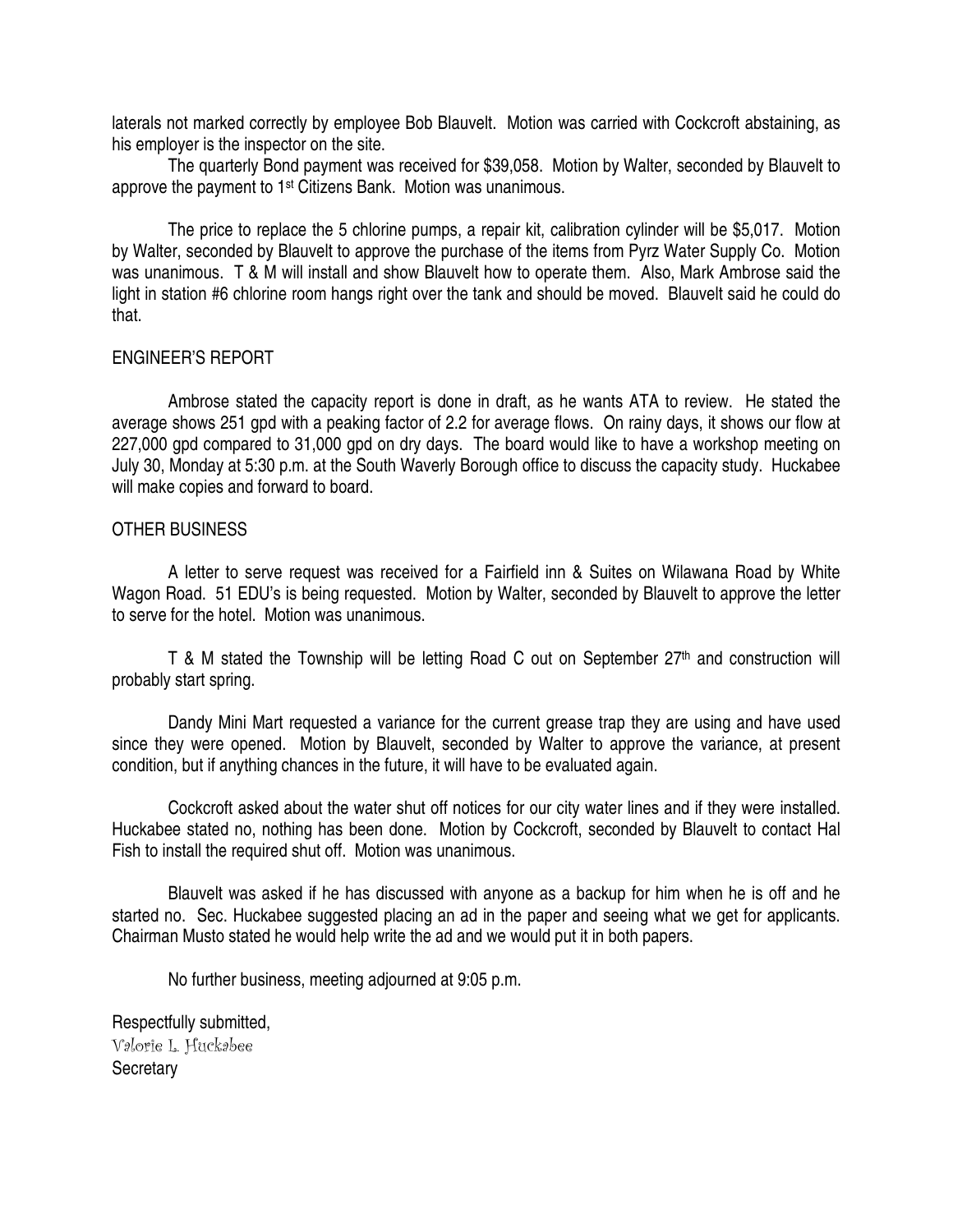laterals not marked correctly by employee Bob Blauvelt. Motion was carried with Cockcroft abstaining, as his employer is the inspector on the site.

The quarterly Bond payment was received for $39,058. Motion by Walter, seconded by Blauvelt to approve the payment to 1st Citizens Bank. Motion was unanimous.

The price to replace the 5 chlorine pumps, a repair kit, calibration cylinder will be $5,017. Motion by Walter, seconded by Blauvelt to approve the purchase of the items from Pyrz Water Supply Co. Motion was unanimous. T & M will install and show Blauvelt how to operate them. Also, Mark Ambrose said the light in station #6 chlorine room hangs right over the tank and should be moved. Blauvelt said he could do that.

ENGINEER'S REPORT

Ambrose stated the capacity report is done in draft, as he wants ATA to review. He stated the average shows 251 gpd with a peaking factor of 2.2 for average flows. On rainy days, it shows our flow at 227,000 gpd compared to 31,000 gpd on dry days. The board would like to have a workshop meeting on July 30, Monday at 5:30 p.m. at the South Waverly Borough office to discuss the capacity study. Huckabee will make copies and forward to board.

OTHER BUSINESS

A letter to serve request was received for a Fairfield inn & Suites on Wilawana Road by White Wagon Road. 51 EDU's is being requested. Motion by Walter, seconded by Blauvelt to approve the letter to serve for the hotel. Motion was unanimous.

T & M stated the Township will be letting Road C out on September 27th and construction will probably start spring.

Dandy Mini Mart requested a variance for the current grease trap they are using and have used since they were opened. Motion by Blauvelt, seconded by Walter to approve the variance, at present condition, but if anything chances in the future, it will have to be evaluated again.

Cockcroft asked about the water shut off notices for our city water lines and if they were installed. Huckabee stated no, nothing has been done. Motion by Cockcroft, seconded by Blauvelt to contact Hal Fish to install the required shut off. Motion was unanimous.

Blauvelt was asked if he has discussed with anyone as a backup for him when he is off and he started no. Sec. Huckabee suggested placing an ad in the paper and seeing what we get for applicants. Chairman Musto stated he would help write the ad and we would put it in both papers.

No further business, meeting adjourned at 9:05 p.m.

Respectfully submitted,
Valorie L. Huckabee
Secretary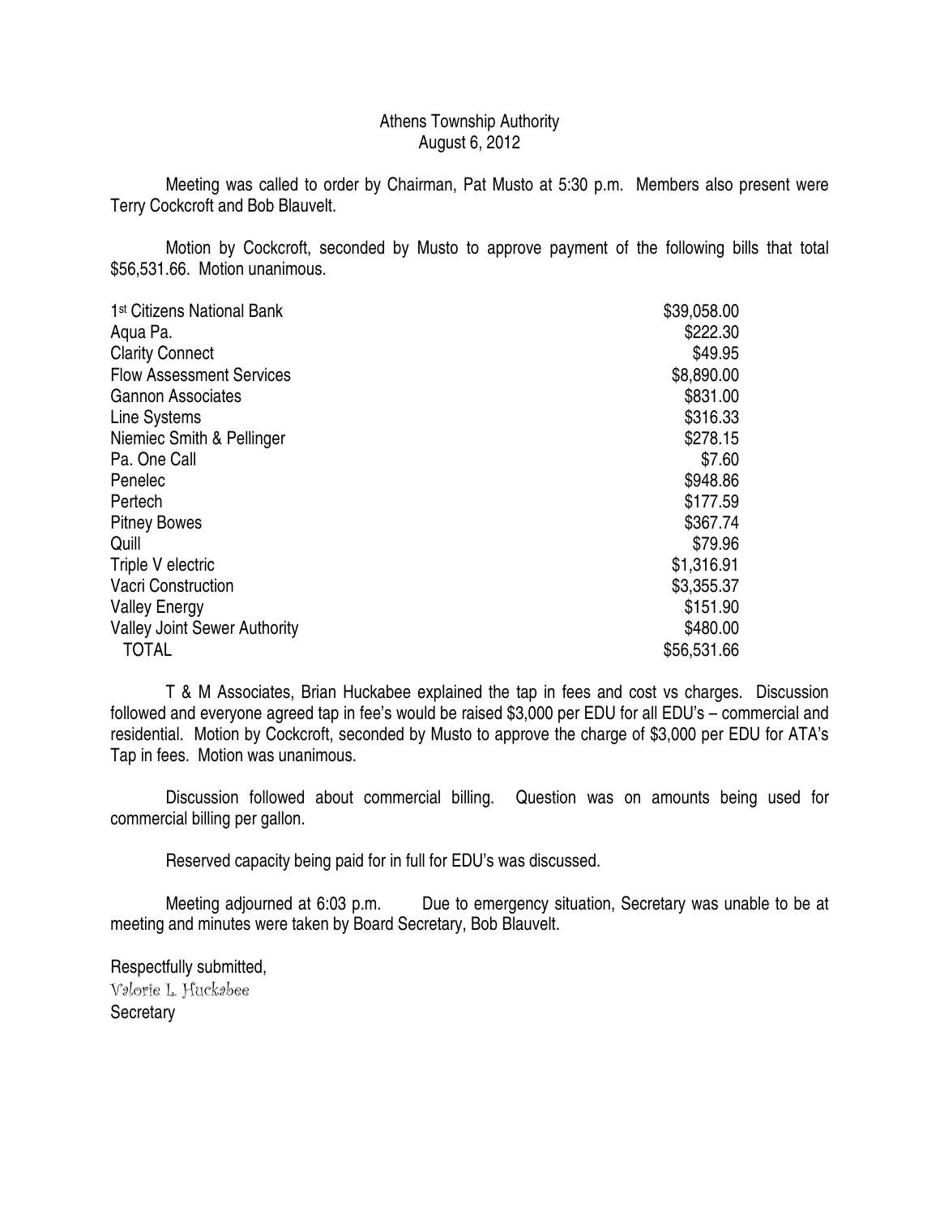# Athens Township Authority
## August 6, 2012

Meeting was called to order by Chairman, Pat Musto at 5:30 p.m. Members also present were Terry Cockcroft and Bob Blauvelt.

Motion by Cockcroft, seconded by Musto to approve payment of the following bills that total $56,531.66. Motion unanimous.

| | |
|---|---|
| 1st Citizens National Bank | $39,058.00 |
| Aqua Pa. | $222.30 |
| Clarity Connect | $49.95 |
| Flow Assessment Services | $8,890.00 |
| Gannon Associates | $831.00 |
| Line Systems | $316.33 |
| Niemiec Smith & Pellinger | $278.15 |
| Pa. One Call | $7.60 |
| Penelec | $948.86 |
| Pertech | $177.59 |
| Pitney Bowes | $367.74 |
| Quill | $79.96 |
| Triple V electric | $1,316.91 |
| Vacri Construction | $3,355.37 |
| Valley Energy | $151.90 |
| Valley Joint Sewer Authority | $480.00 |
| TOTAL | $56,531.66 |

T & M Associates, Brian Huckabee explained the tap in fees and cost vs charges. Discussion followed and everyone agreed tap in fee's would be raised $3,000 per EDU for all EDU's – commercial and residential. Motion by Cockcroft, seconded by Musto to approve the charge of $3,000 per EDU for ATA's Tap in fees. Motion was unanimous.

Discussion followed about commercial billing. Question was on amounts being used for commercial billing per gallon.

Reserved capacity being paid for in full for EDU's was discussed.

Meeting adjourned at 6:03 p.m. Due to emergency situation, Secretary was unable to be at meeting and minutes were taken by Board Secretary, Bob Blauvelt.

Respectfully submitted,
*Valorie L. Huckabee*
Secretary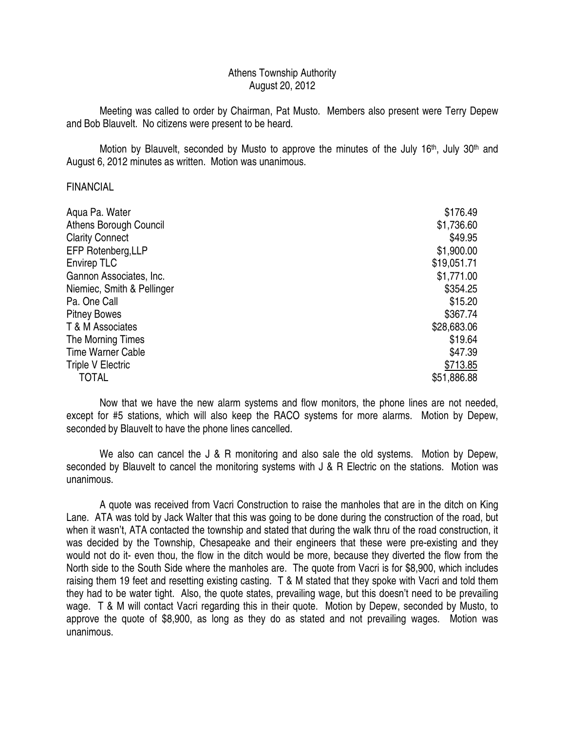Athens Township Authority
August 20, 2012

Meeting was called to order by Chairman, Pat Musto. Members also present were Terry Depew and Bob Blauvelt. No citizens were present to be heard.

Motion by Blauvelt, seconded by Musto to approve the minutes of the July 16th, July 30th and August 6, 2012 minutes as written. Motion was unanimous.

FINANCIAL

| | |
|---|---|
| Aqua Pa. Water | $176.49 |
| Athens Borough Council | $1,736.60 |
| Clarity Connect | $49.95 |
| EFP Rotenberg,LLP | $1,900.00 |
| Envirep TLC | $19,051.71 |
| Gannon Associates, Inc. | $1,771.00 |
| Niemiec, Smith & Pellinger | $354.25 |
| Pa. One Call | $15.20 |
| Pitney Bowes | $367.74 |
| T & M Associates | $28,683.06 |
| The Morning Times | $19.64 |
| Time Warner Cable | $47.39 |
| Triple V Electric | $713.85 |
| TOTAL | $51,886.88 |

Now that we have the new alarm systems and flow monitors, the phone lines are not needed, except for #5 stations, which will also keep the RACO systems for more alarms. Motion by Depew, seconded by Blauvelt to have the phone lines cancelled.

We also can cancel the J & R monitoring and also sale the old systems. Motion by Depew, seconded by Blauvelt to cancel the monitoring systems with J & R Electric on the stations. Motion was unanimous.

A quote was received from Vacri Construction to raise the manholes that are in the ditch on King Lane. ATA was told by Jack Walter that this was going to be done during the construction of the road, but when it wasn't, ATA contacted the township and stated that during the walk thru of the road construction, it was decided by the Township, Chesapeake and their engineers that these were pre-existing and they would not do it- even thou, the flow in the ditch would be more, because they diverted the flow from the North side to the South Side where the manholes are. The quote from Vacri is for $8,900, which includes raising them 19 feet and resetting existing casting. T & M stated that they spoke with Vacri and told them they had to be water tight. Also, the quote states, prevailing wage, but this doesn't need to be prevailing wage. T & M will contact Vacri regarding this in their quote. Motion by Depew, seconded by Musto, to approve the quote of $8,900, as long as they do as stated and not prevailing wages. Motion was unanimous.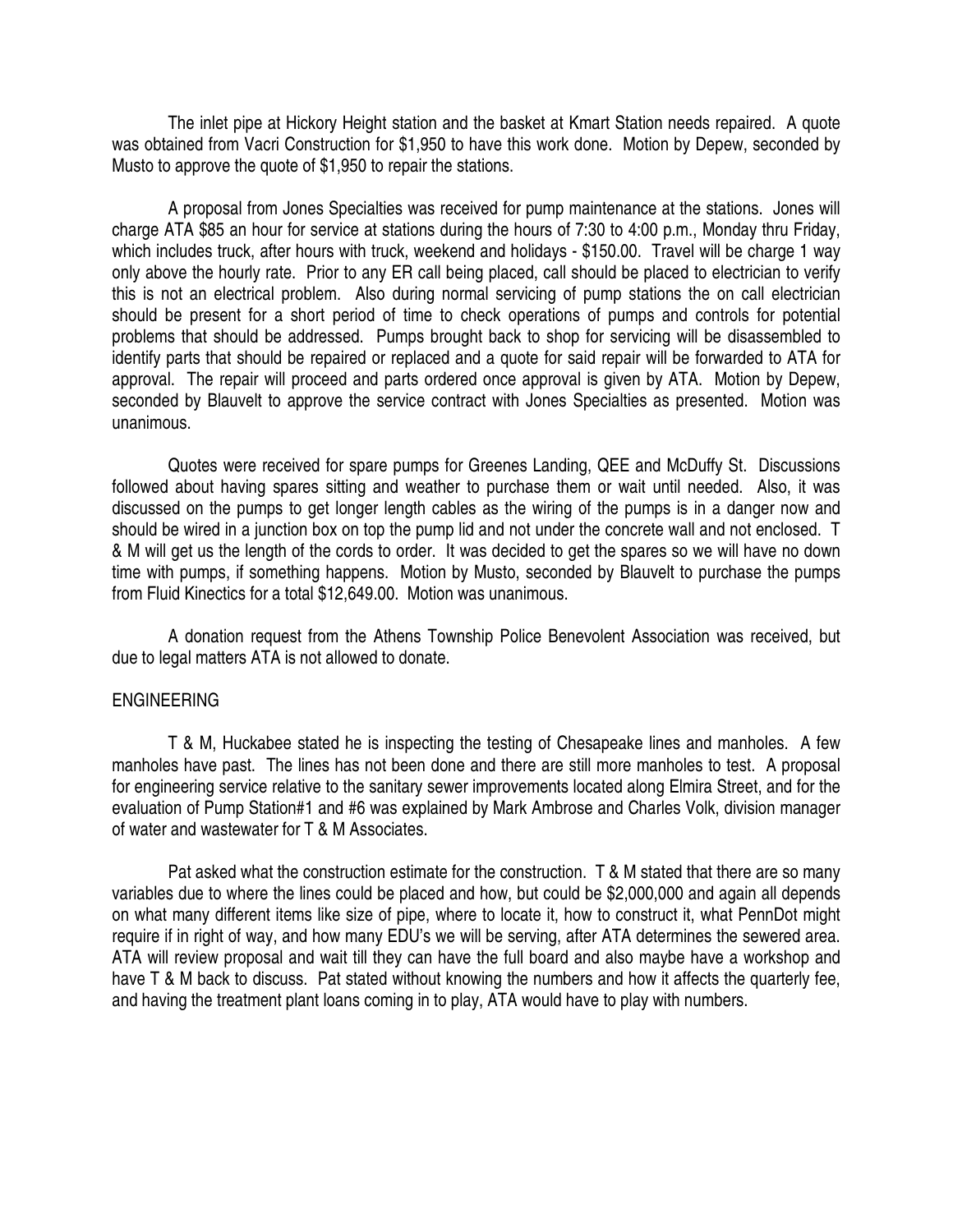The inlet pipe at Hickory Height station and the basket at Kmart Station needs repaired. A quote was obtained from Vacri Construction for $1,950 to have this work done. Motion by Depew, seconded by Musto to approve the quote of $1,950 to repair the stations.

A proposal from Jones Specialties was received for pump maintenance at the stations. Jones will charge ATA $85 an hour for service at stations during the hours of 7:30 to 4:00 p.m., Monday thru Friday, which includes truck, after hours with truck, weekend and holidays - $150.00. Travel will be charge 1 way only above the hourly rate. Prior to any ER call being placed, call should be placed to electrician to verify this is not an electrical problem. Also during normal servicing of pump stations the on call electrician should be present for a short period of time to check operations of pumps and controls for potential problems that should be addressed. Pumps brought back to shop for servicing will be disassembled to identify parts that should be repaired or replaced and a quote for said repair will be forwarded to ATA for approval. The repair will proceed and parts ordered once approval is given by ATA. Motion by Depew, seconded by Blauvelt to approve the service contract with Jones Specialties as presented. Motion was unanimous.

Quotes were received for spare pumps for Greenes Landing, QEE and McDuffy St. Discussions followed about having spares sitting and weather to purchase them or wait until needed. Also, it was discussed on the pumps to get longer length cables as the wiring of the pumps is in a danger now and should be wired in a junction box on top the pump lid and not under the concrete wall and not enclosed. T & M will get us the length of the cords to order. It was decided to get the spares so we will have no down time with pumps, if something happens. Motion by Musto, seconded by Blauvelt to purchase the pumps from Fluid Kinectics for a total $12,649.00. Motion was unanimous.

A donation request from the Athens Township Police Benevolent Association was received, but due to legal matters ATA is not allowed to donate.

ENGINEERING

T & M, Huckabee stated he is inspecting the testing of Chesapeake lines and manholes. A few manholes have past. The lines has not been done and there are still more manholes to test. A proposal for engineering service relative to the sanitary sewer improvements located along Elmira Street, and for the evaluation of Pump Station#1 and #6 was explained by Mark Ambrose and Charles Volk, division manager of water and wastewater for T & M Associates.

Pat asked what the construction estimate for the construction. T & M stated that there are so many variables due to where the lines could be placed and how, but could be $2,000,000 and again all depends on what many different items like size of pipe, where to locate it, how to construct it, what PennDot might require if in right of way, and how many EDU's we will be serving, after ATA determines the sewered area. ATA will review proposal and wait till they can have the full board and also maybe have a workshop and have T & M back to discuss. Pat stated without knowing the numbers and how it affects the quarterly fee, and having the treatment plant loans coming in to play, ATA would have to play with numbers.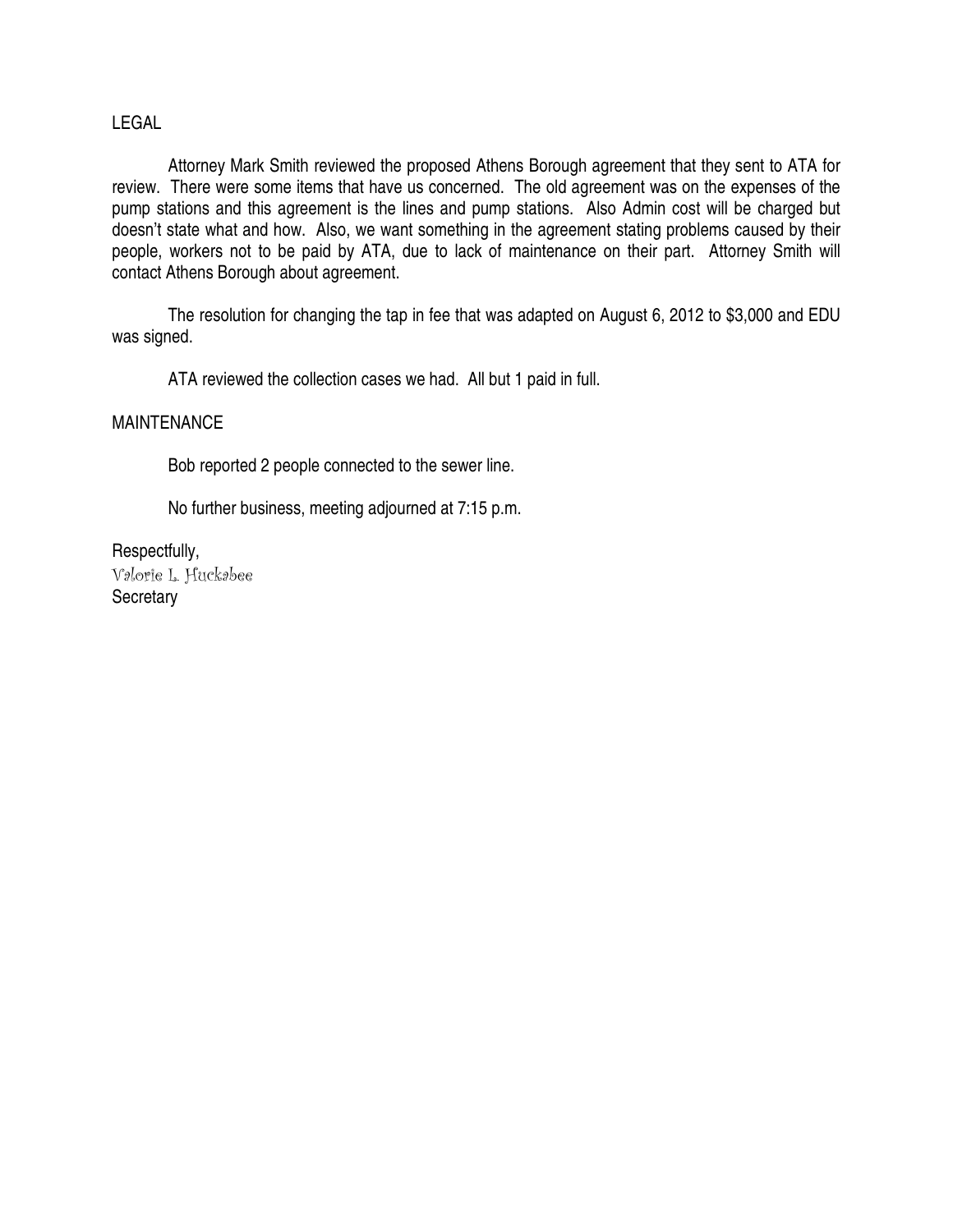## LEGAL

Attorney Mark Smith reviewed the proposed Athens Borough agreement that they sent to ATA for review. There were some items that have us concerned. The old agreement was on the expenses of the pump stations and this agreement is the lines and pump stations. Also Admin cost will be charged but doesn't state what and how. Also, we want something in the agreement stating problems caused by their people, workers not to be paid by ATA, due to lack of maintenance on their part. Attorney Smith will contact Athens Borough about agreement.

The resolution for changing the tap in fee that was adapted on August 6, 2012 to $3,000 and EDU was signed.

ATA reviewed the collection cases we had. All but 1 paid in full.

## MAINTENANCE

Bob reported 2 people connected to the sewer line.

No further business, meeting adjourned at 7:15 p.m.

Respectfully,
Valorie L. Huckabee
Secretary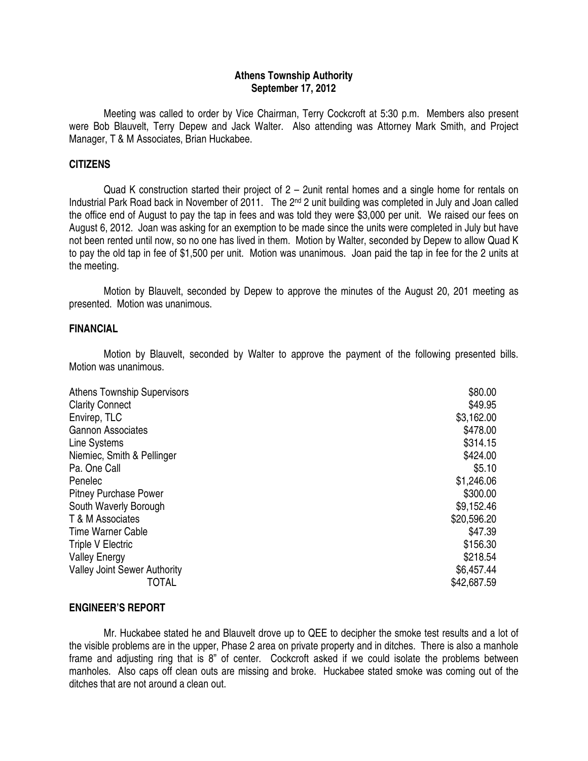**Athens Township Authority**
**September 17, 2012**

Meeting was called to order by Vice Chairman, Terry Cockcroft at 5:30 p.m. Members also present were Bob Blauvelt, Terry Depew and Jack Walter. Also attending was Attorney Mark Smith, and Project Manager, T & M Associates, Brian Huckabee.

## CITIZENS

Quad K construction started their project of 2 – 2unit rental homes and a single home for rentals on Industrial Park Road back in November of 2011. The 2nd 2 unit building was completed in July and Joan called the office end of August to pay the tap in fees and was told they were $3,000 per unit. We raised our fees on August 6, 2012. Joan was asking for an exemption to be made since the units were completed in July but have not been rented until now, so no one has lived in them. Motion by Walter, seconded by Depew to allow Quad K to pay the old tap in fee of $1,500 per unit. Motion was unanimous. Joan paid the tap in fee for the 2 units at the meeting.

Motion by Blauvelt, seconded by Depew to approve the minutes of the August 20, 201 meeting as presented. Motion was unanimous.

## FINANCIAL

Motion by Blauvelt, seconded by Walter to approve the payment of the following presented bills. Motion was unanimous.

| | |
|---|---|
| Athens Township Supervisors | $80.00 |
| Clarity Connect | $49.95 |
| Envirep, TLC | $3,162.00 |
| Gannon Associates | $478.00 |
| Line Systems | $314.15 |
| Niemiec, Smith & Pellinger | $424.00 |
| Pa. One Call | $5.10 |
| Penelec | $1,246.06 |
| Pitney Purchase Power | $300.00 |
| South Waverly Borough | $9,152.46 |
| T & M Associates | $20,596.20 |
| Time Warner Cable | $47.39 |
| Triple V Electric | $156.30 |
| Valley Energy | $218.54 |
| Valley Joint Sewer Authority | $6,457.44 |
| TOTAL | $42,687.59 |

## ENGINEER'S REPORT

Mr. Huckabee stated he and Blauvelt drove up to QEE to decipher the smoke test results and a lot of the visible problems are in the upper, Phase 2 area on private property and in ditches. There is also a manhole frame and adjusting ring that is 8" of center. Cockcroft asked if we could isolate the problems between manholes. Also caps off clean outs are missing and broke. Huckabee stated smoke was coming out of the ditches that are not around a clean out.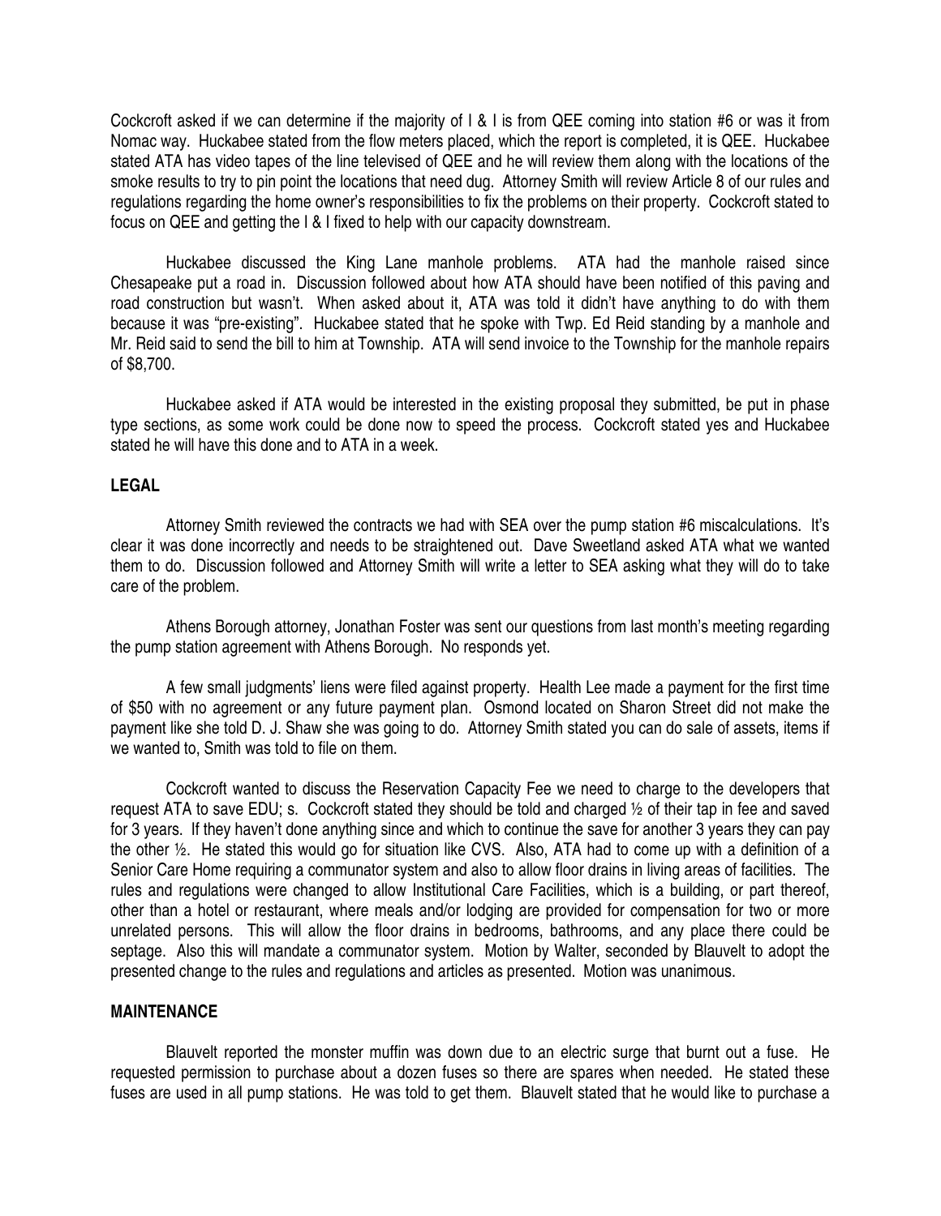Cockcroft asked if we can determine if the majority of I & I is from QEE coming into station #6 or was it from Nomac way. Huckabee stated from the flow meters placed, which the report is completed, it is QEE. Huckabee stated ATA has video tapes of the line televised of QEE and he will review them along with the locations of the smoke results to try to pin point the locations that need dug. Attorney Smith will review Article 8 of our rules and regulations regarding the home owner's responsibilities to fix the problems on their property. Cockcroft stated to focus on QEE and getting the I & I fixed to help with our capacity downstream.

Huckabee discussed the King Lane manhole problems. ATA had the manhole raised since Chesapeake put a road in. Discussion followed about how ATA should have been notified of this paving and road construction but wasn't. When asked about it, ATA was told it didn't have anything to do with them because it was "pre-existing". Huckabee stated that he spoke with Twp. Ed Reid standing by a manhole and Mr. Reid said to send the bill to him at Township. ATA will send invoice to the Township for the manhole repairs of $8,700.

Huckabee asked if ATA would be interested in the existing proposal they submitted, be put in phase type sections, as some work could be done now to speed the process. Cockcroft stated yes and Huckabee stated he will have this done and to ATA in a week.

**LEGAL**

Attorney Smith reviewed the contracts we had with SEA over the pump station #6 miscalculations. It's clear it was done incorrectly and needs to be straightened out. Dave Sweetland asked ATA what we wanted them to do. Discussion followed and Attorney Smith will write a letter to SEA asking what they will do to take care of the problem.

Athens Borough attorney, Jonathan Foster was sent our questions from last month's meeting regarding the pump station agreement with Athens Borough. No responds yet.

A few small judgments' liens were filed against property. Health Lee made a payment for the first time of $50 with no agreement or any future payment plan. Osmond located on Sharon Street did not make the payment like she told D. J. Shaw she was going to do. Attorney Smith stated you can do sale of assets, items if we wanted to, Smith was told to file on them.

Cockcroft wanted to discuss the Reservation Capacity Fee we need to charge to the developers that request ATA to save EDU; s. Cockcroft stated they should be told and charged ½ of their tap in fee and saved for 3 years. If they haven't done anything since and which to continue the save for another 3 years they can pay the other ½. He stated this would go for situation like CVS. Also, ATA had to come up with a definition of a Senior Care Home requiring a communator system and also to allow floor drains in living areas of facilities. The rules and regulations were changed to allow Institutional Care Facilities, which is a building, or part thereof, other than a hotel or restaurant, where meals and/or lodging are provided for compensation for two or more unrelated persons. This will allow the floor drains in bedrooms, bathrooms, and any place there could be septage. Also this will mandate a communator system. Motion by Walter, seconded by Blauvelt to adopt the presented change to the rules and regulations and articles as presented. Motion was unanimous.

**MAINTENANCE**

Blauvelt reported the monster muffin was down due to an electric surge that burnt out a fuse. He requested permission to purchase about a dozen fuses so there are spares when needed. He stated these fuses are used in all pump stations. He was told to get them. Blauvelt stated that he would like to purchase a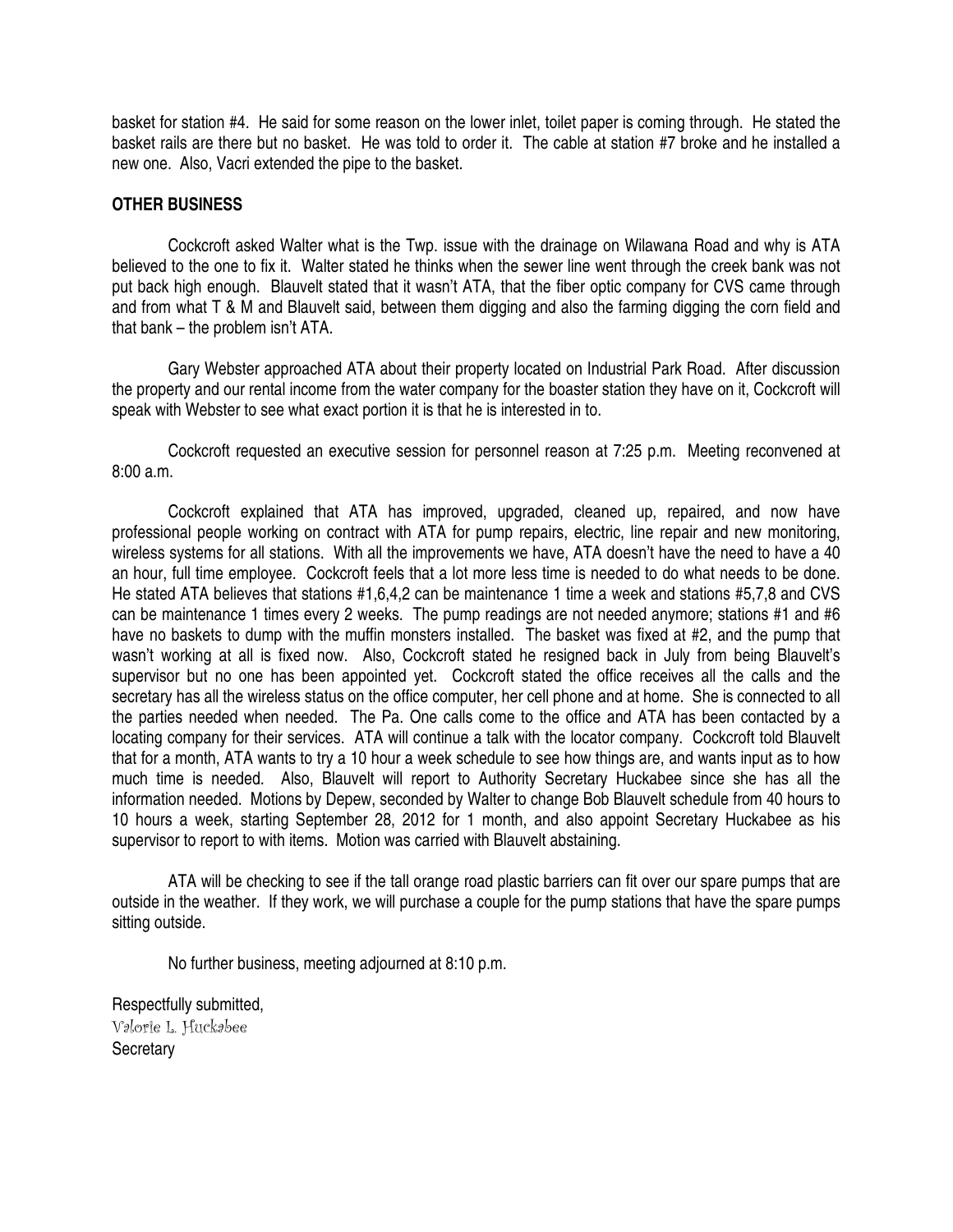basket for station #4. He said for some reason on the lower inlet, toilet paper is coming through. He stated the basket rails are there but no basket. He was told to order it. The cable at station #7 broke and he installed a new one. Also, Vacri extended the pipe to the basket.

**OTHER BUSINESS**

Cockcroft asked Walter what is the Twp. issue with the drainage on Wilawana Road and why is ATA believed to the one to fix it. Walter stated he thinks when the sewer line went through the creek bank was not put back high enough. Blauvelt stated that it wasn't ATA, that the fiber optic company for CVS came through and from what T & M and Blauvelt said, between them digging and also the farming digging the corn field and that bank – the problem isn't ATA.

Gary Webster approached ATA about their property located on Industrial Park Road. After discussion the property and our rental income from the water company for the boaster station they have on it, Cockcroft will speak with Webster to see what exact portion it is that he is interested in to.

Cockcroft requested an executive session for personnel reason at 7:25 p.m. Meeting reconvened at 8:00 a.m.

Cockcroft explained that ATA has improved, upgraded, cleaned up, repaired, and now have professional people working on contract with ATA for pump repairs, electric, line repair and new monitoring, wireless systems for all stations. With all the improvements we have, ATA doesn't have the need to have a 40 an hour, full time employee. Cockcroft feels that a lot more less time is needed to do what needs to be done. He stated ATA believes that stations #1,6,4,2 can be maintenance 1 time a week and stations #5,7,8 and CVS can be maintenance 1 times every 2 weeks. The pump readings are not needed anymore; stations #1 and #6 have no baskets to dump with the muffin monsters installed. The basket was fixed at #2, and the pump that wasn't working at all is fixed now. Also, Cockcroft stated he resigned back in July from being Blauvelt's supervisor but no one has been appointed yet. Cockcroft stated the office receives all the calls and the secretary has all the wireless status on the office computer, her cell phone and at home. She is connected to all the parties needed when needed. The Pa. One calls come to the office and ATA has been contacted by a locating company for their services. ATA will continue a talk with the locator company. Cockcroft told Blauvelt that for a month, ATA wants to try a 10 hour a week schedule to see how things are, and wants input as to how much time is needed. Also, Blauvelt will report to Authority Secretary Huckabee since she has all the information needed. Motions by Depew, seconded by Walter to change Bob Blauvelt schedule from 40 hours to 10 hours a week, starting September 28, 2012 for 1 month, and also appoint Secretary Huckabee as his supervisor to report to with items. Motion was carried with Blauvelt abstaining.

ATA will be checking to see if the tall orange road plastic barriers can fit over our spare pumps that are outside in the weather. If they work, we will purchase a couple for the pump stations that have the spare pumps sitting outside.

No further business, meeting adjourned at 8:10 p.m.

Respectfully submitted,
Valorie L. Huckabee
Secretary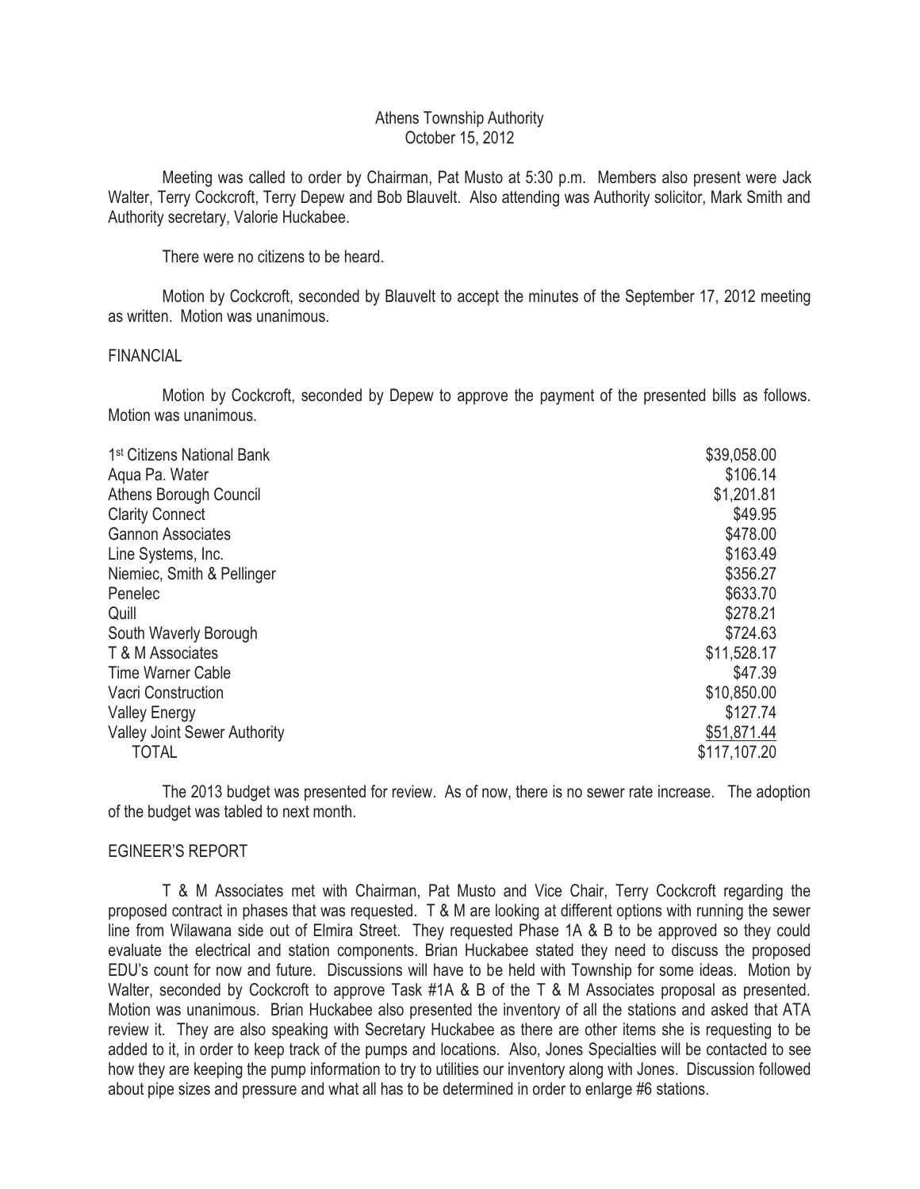Athens Township Authority
October 15, 2012

Meeting was called to order by Chairman, Pat Musto at 5:30 p.m. Members also present were Jack Walter, Terry Cockcroft, Terry Depew and Bob Blauvelt. Also attending was Authority solicitor, Mark Smith and Authority secretary, Valorie Huckabee.

There were no citizens to be heard.

Motion by Cockcroft, seconded by Blauvelt to accept the minutes of the September 17, 2012 meeting as written. Motion was unanimous.

FINANCIAL

Motion by Cockcroft, seconded by Depew to approve the payment of the presented bills as follows. Motion was unanimous.

| | |
|---|---:|
| 1st Citizens National Bank | $39,058.00 |
| Aqua Pa. Water | $106.14 |
| Athens Borough Council | $1,201.81 |
| Clarity Connect | $49.95 |
| Gannon Associates | $478.00 |
| Line Systems, Inc. | $163.49 |
| Niemiec, Smith & Pellinger | $356.27 |
| Penelec | $633.70 |
| Quill | $278.21 |
| South Waverly Borough | $724.63 |
| T & M Associates | $11,528.17 |
| Time Warner Cable | $47.39 |
| Vacri Construction | $10,850.00 |
| Valley Energy | $127.74 |
| Valley Joint Sewer Authority | $51,871.44 |
| TOTAL | $117,107.20 |

The 2013 budget was presented for review. As of now, there is no sewer rate increase. The adoption of the budget was tabled to next month.

EGINEER'S REPORT

T & M Associates met with Chairman, Pat Musto and Vice Chair, Terry Cockcroft regarding the proposed contract in phases that was requested. T & M are looking at different options with running the sewer line from Wilawana side out of Elmira Street. They requested Phase 1A & B to be approved so they could evaluate the electrical and station components. Brian Huckabee stated they need to discuss the proposed EDU's count for now and future. Discussions will have to be held with Township for some ideas. Motion by Walter, seconded by Cockcroft to approve Task #1A & B of the T & M Associates proposal as presented. Motion was unanimous. Brian Huckabee also presented the inventory of all the stations and asked that ATA review it. They are also speaking with Secretary Huckabee as there are other items she is requesting to be added to it, in order to keep track of the pumps and locations. Also, Jones Specialties will be contacted to see how they are keeping the pump information to try to utilities our inventory along with Jones. Discussion followed about pipe sizes and pressure and what all has to be determined in order to enlarge #6 stations.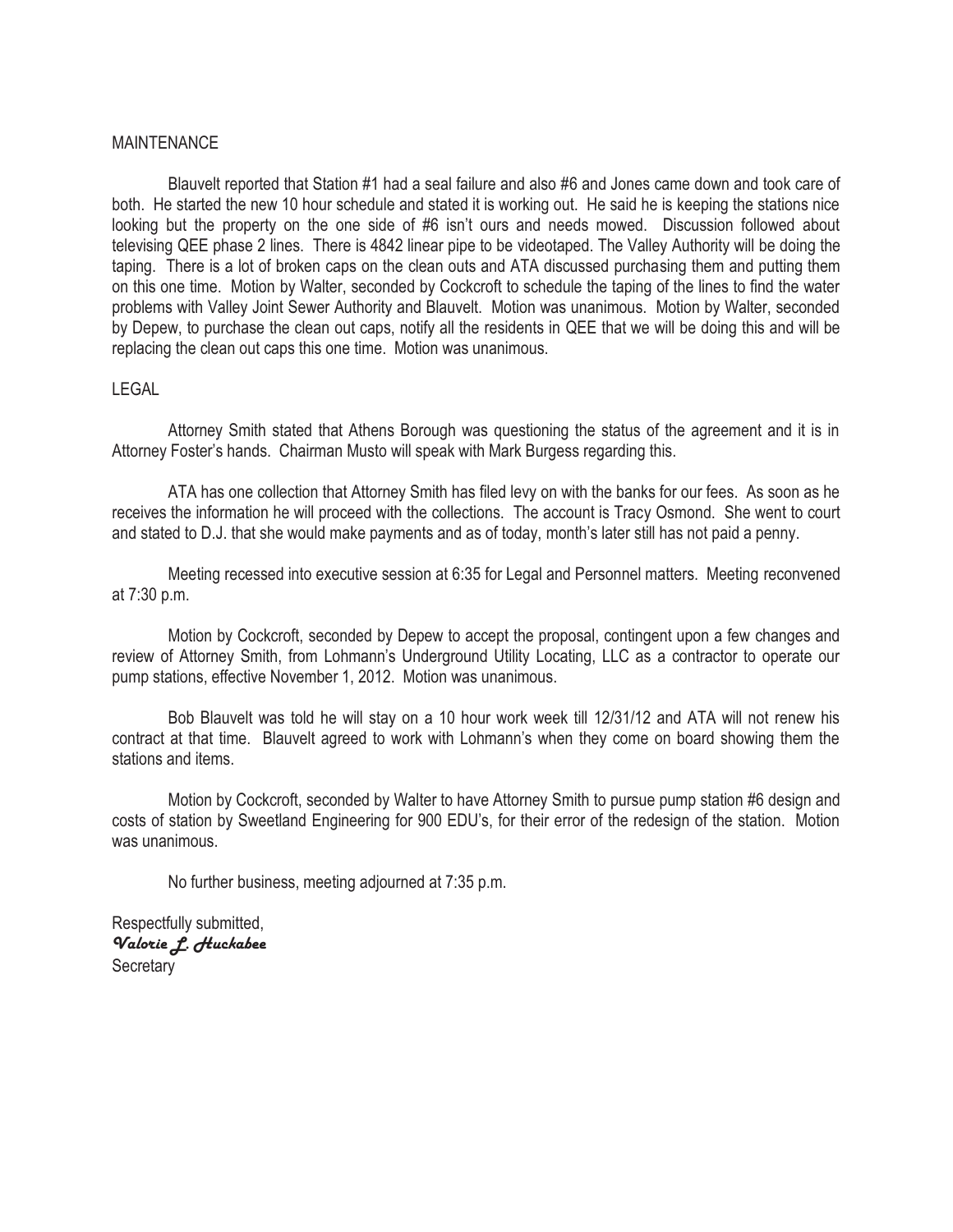MAINTENANCE

Blauvelt reported that Station #1 had a seal failure and also #6 and Jones came down and took care of both. He started the new 10 hour schedule and stated it is working out. He said he is keeping the stations nice looking but the property on the one side of #6 isn't ours and needs mowed. Discussion followed about televising QEE phase 2 lines. There is 4842 linear pipe to be videotaped. The Valley Authority will be doing the taping. There is a lot of broken caps on the clean outs and ATA discussed purchasing them and putting them on this one time. Motion by Walter, seconded by Cockcroft to schedule the taping of the lines to find the water problems with Valley Joint Sewer Authority and Blauvelt. Motion was unanimous. Motion by Walter, seconded by Depew, to purchase the clean out caps, notify all the residents in QEE that we will be doing this and will be replacing the clean out caps this one time. Motion was unanimous.

LEGAL

Attorney Smith stated that Athens Borough was questioning the status of the agreement and it is in Attorney Foster's hands. Chairman Musto will speak with Mark Burgess regarding this.

ATA has one collection that Attorney Smith has filed levy on with the banks for our fees. As soon as he receives the information he will proceed with the collections. The account is Tracy Osmond. She went to court and stated to D.J. that she would make payments and as of today, month's later still has not paid a penny.

Meeting recessed into executive session at 6:35 for Legal and Personnel matters. Meeting reconvened at 7:30 p.m.

Motion by Cockcroft, seconded by Depew to accept the proposal, contingent upon a few changes and review of Attorney Smith, from Lohmann's Underground Utility Locating, LLC as a contractor to operate our pump stations, effective November 1, 2012. Motion was unanimous.

Bob Blauvelt was told he will stay on a 10 hour work week till 12/31/12 and ATA will not renew his contract at that time. Blauvelt agreed to work with Lohmann's when they come on board showing them the stations and items.

Motion by Cockcroft, seconded by Walter to have Attorney Smith to pursue pump station #6 design and costs of station by Sweetland Engineering for 900 EDU's, for their error of the redesign of the station. Motion was unanimous.

No further business, meeting adjourned at 7:35 p.m.

Respectfully submitted,
*Valorie L. Huckabee*
Secretary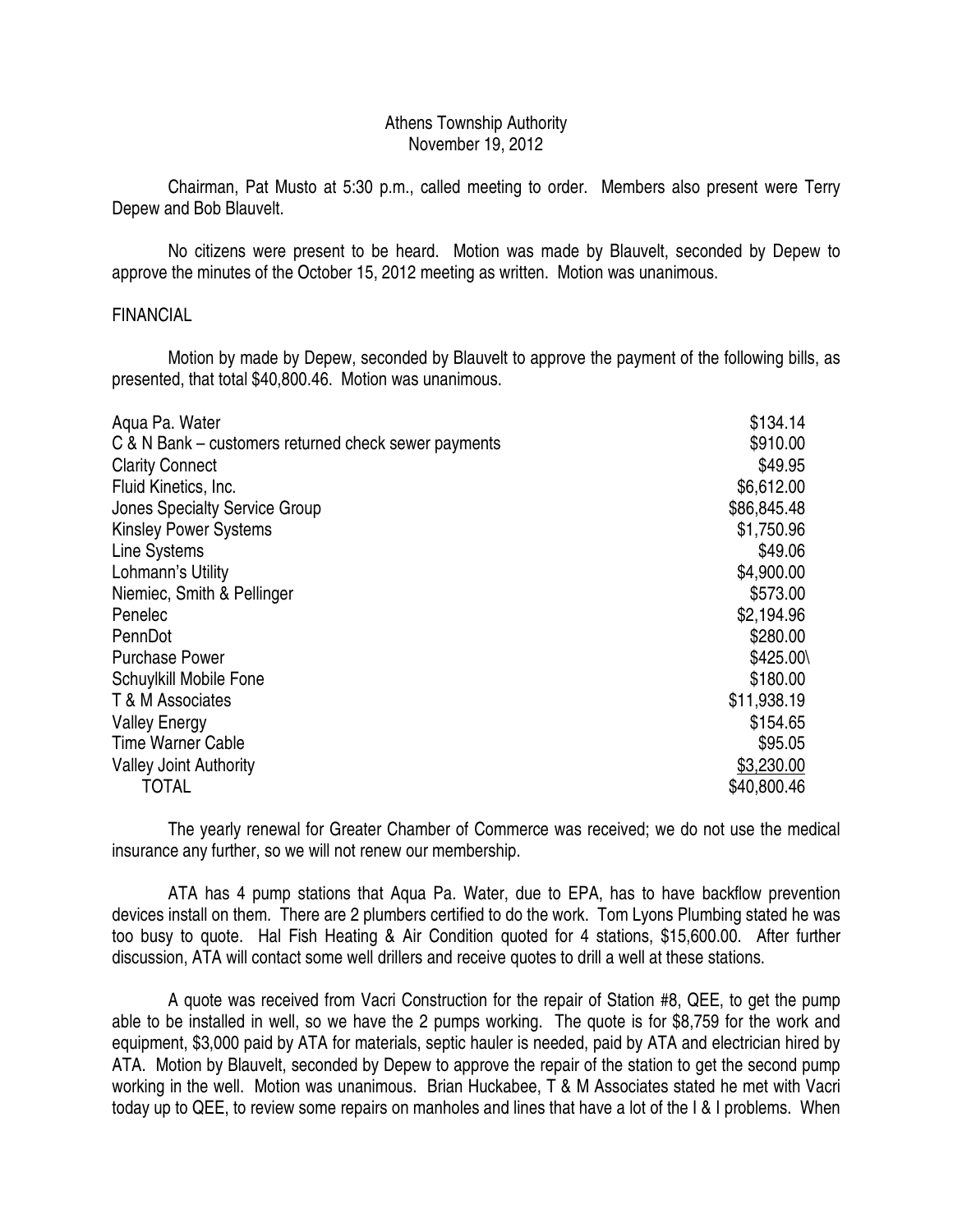Athens Township Authority
November 19, 2012

Chairman, Pat Musto at 5:30 p.m., called meeting to order. Members also present were Terry Depew and Bob Blauvelt.

No citizens were present to be heard. Motion was made by Blauvelt, seconded by Depew to approve the minutes of the October 15, 2012 meeting as written. Motion was unanimous.

FINANCIAL

Motion by made by Depew, seconded by Blauvelt to approve the payment of the following bills, as presented, that total $40,800.46. Motion was unanimous.

| | |
|---|---|
| Aqua Pa. Water | $134.14 |
| C & N Bank – customers returned check sewer payments | $910.00 |
| Clarity Connect | $49.95 |
| Fluid Kinetics, Inc. | $6,612.00 |
| Jones Specialty Service Group | $86,845.48 |
| Kinsley Power Systems | $1,750.96 |
| Line Systems | $49.06 |
| Lohmann's Utility | $4,900.00 |
| Niemiec, Smith & Pellinger | $573.00 |
| Penelec | $2,194.96 |
| PennDot | $280.00 |
| Purchase Power | $425.00\ |
| Schuylkill Mobile Fone | $180.00 |
| T & M Associates | $11,938.19 |
| Valley Energy | $154.65 |
| Time Warner Cable | $95.05 |
| Valley Joint Authority | $3,230.00 |
| TOTAL | $40,800.46 |

The yearly renewal for Greater Chamber of Commerce was received; we do not use the medical insurance any further, so we will not renew our membership.

ATA has 4 pump stations that Aqua Pa. Water, due to EPA, has to have backflow prevention devices install on them. There are 2 plumbers certified to do the work. Tom Lyons Plumbing stated he was too busy to quote. Hal Fish Heating & Air Condition quoted for 4 stations, $15,600.00. After further discussion, ATA will contact some well drillers and receive quotes to drill a well at these stations.

A quote was received from Vacri Construction for the repair of Station #8, QEE, to get the pump able to be installed in well, so we have the 2 pumps working. The quote is for $8,759 for the work and equipment, $3,000 paid by ATA for materials, septic hauler is needed, paid by ATA and electrician hired by ATA. Motion by Blauvelt, seconded by Depew to approve the repair of the station to get the second pump working in the well. Motion was unanimous. Brian Huckabee, T & M Associates stated he met with Vacri today up to QEE, to review some repairs on manholes and lines that have a lot of the I & I problems. When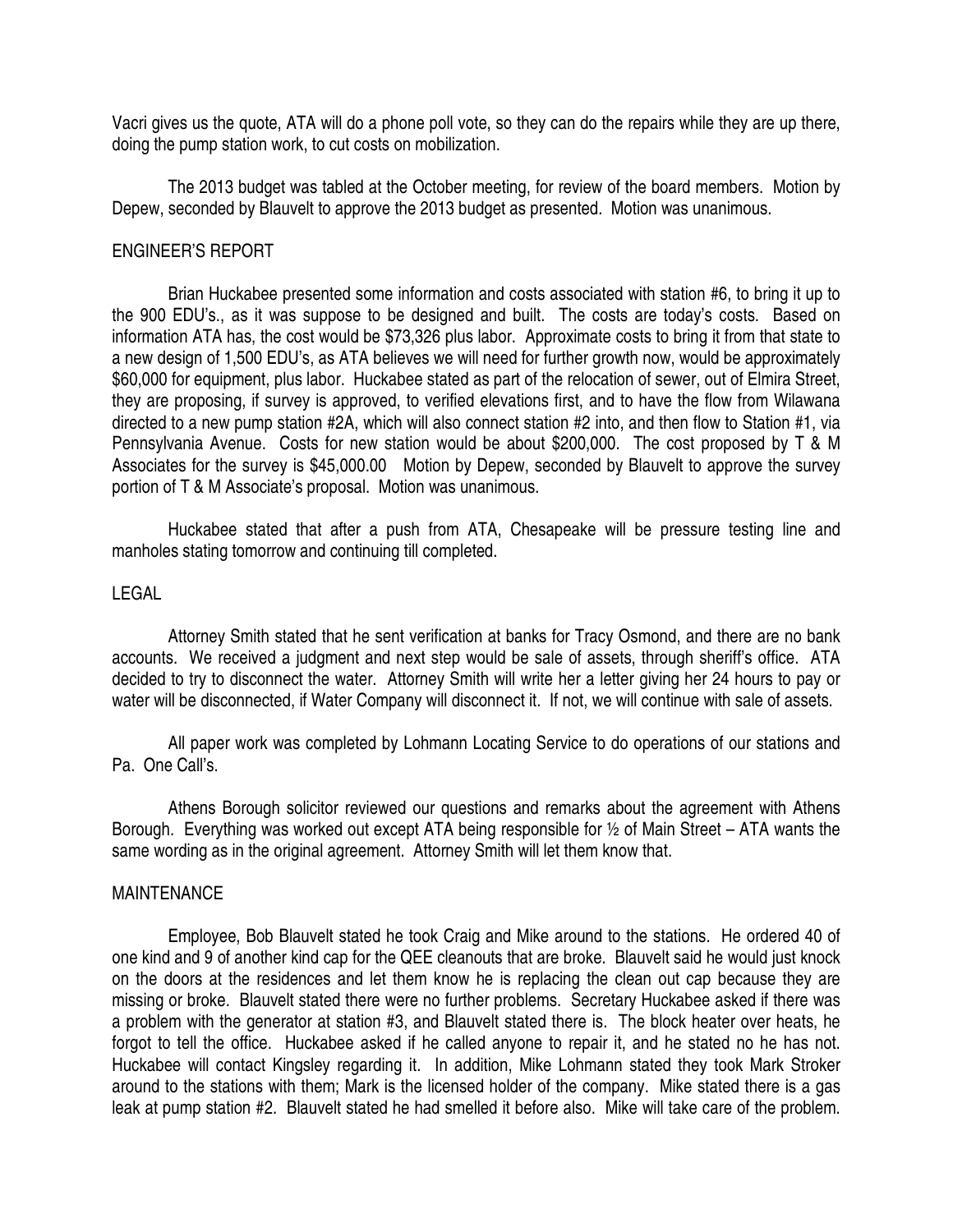Vacri gives us the quote, ATA will do a phone poll vote, so they can do the repairs while they are up there, doing the pump station work, to cut costs on mobilization.

The 2013 budget was tabled at the October meeting, for review of the board members. Motion by Depew, seconded by Blauvelt to approve the 2013 budget as presented. Motion was unanimous.

ENGINEER'S REPORT

Brian Huckabee presented some information and costs associated with station #6, to bring it up to the 900 EDU's., as it was suppose to be designed and built. The costs are today's costs. Based on information ATA has, the cost would be $73,326 plus labor. Approximate costs to bring it from that state to a new design of 1,500 EDU's, as ATA believes we will need for further growth now, would be approximately $60,000 for equipment, plus labor. Huckabee stated as part of the relocation of sewer, out of Elmira Street, they are proposing, if survey is approved, to verified elevations first, and to have the flow from Wilawana directed to a new pump station #2A, which will also connect station #2 into, and then flow to Station #1, via Pennsylvania Avenue. Costs for new station would be about $200,000. The cost proposed by T & M Associates for the survey is $45,000.00 Motion by Depew, seconded by Blauvelt to approve the survey portion of T & M Associate's proposal. Motion was unanimous.

Huckabee stated that after a push from ATA, Chesapeake will be pressure testing line and manholes stating tomorrow and continuing till completed.

LEGAL

Attorney Smith stated that he sent verification at banks for Tracy Osmond, and there are no bank accounts. We received a judgment and next step would be sale of assets, through sheriff's office. ATA decided to try to disconnect the water. Attorney Smith will write her a letter giving her 24 hours to pay or water will be disconnected, if Water Company will disconnect it. If not, we will continue with sale of assets.

All paper work was completed by Lohmann Locating Service to do operations of our stations and Pa. One Call's.

Athens Borough solicitor reviewed our questions and remarks about the agreement with Athens Borough. Everything was worked out except ATA being responsible for ½ of Main Street – ATA wants the same wording as in the original agreement. Attorney Smith will let them know that.

MAINTENANCE

Employee, Bob Blauvelt stated he took Craig and Mike around to the stations. He ordered 40 of one kind and 9 of another kind cap for the QEE cleanouts that are broke. Blauvelt said he would just knock on the doors at the residences and let them know he is replacing the clean out cap because they are missing or broke. Blauvelt stated there were no further problems. Secretary Huckabee asked if there was a problem with the generator at station #3, and Blauvelt stated there is. The block heater over heats, he forgot to tell the office. Huckabee asked if he called anyone to repair it, and he stated no he has not. Huckabee will contact Kingsley regarding it. In addition, Mike Lohmann stated they took Mark Stroker around to the stations with them; Mark is the licensed holder of the company. Mike stated there is a gas leak at pump station #2. Blauvelt stated he had smelled it before also. Mike will take care of the problem.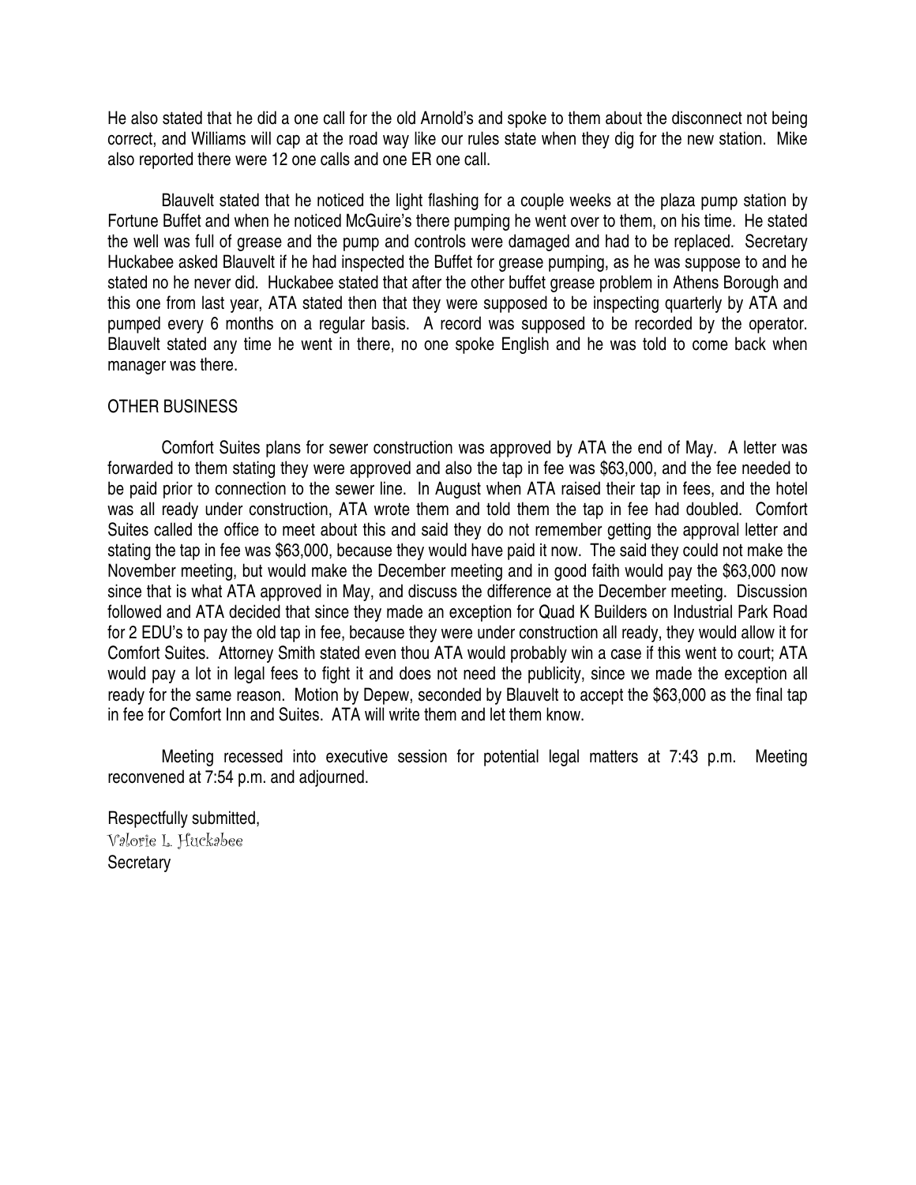He also stated that he did a one call for the old Arnold's and spoke to them about the disconnect not being correct, and Williams will cap at the road way like our rules state when they dig for the new station. Mike also reported there were 12 one calls and one ER one call.

Blauvelt stated that he noticed the light flashing for a couple weeks at the plaza pump station by Fortune Buffet and when he noticed McGuire's there pumping he went over to them, on his time. He stated the well was full of grease and the pump and controls were damaged and had to be replaced. Secretary Huckabee asked Blauvelt if he had inspected the Buffet for grease pumping, as he was suppose to and he stated no he never did. Huckabee stated that after the other buffet grease problem in Athens Borough and this one from last year, ATA stated then that they were supposed to be inspecting quarterly by ATA and pumped every 6 months on a regular basis. A record was supposed to be recorded by the operator. Blauvelt stated any time he went in there, no one spoke English and he was told to come back when manager was there.

OTHER BUSINESS

Comfort Suites plans for sewer construction was approved by ATA the end of May. A letter was forwarded to them stating they were approved and also the tap in fee was $63,000, and the fee needed to be paid prior to connection to the sewer line. In August when ATA raised their tap in fees, and the hotel was all ready under construction, ATA wrote them and told them the tap in fee had doubled. Comfort Suites called the office to meet about this and said they do not remember getting the approval letter and stating the tap in fee was $63,000, because they would have paid it now. The said they could not make the November meeting, but would make the December meeting and in good faith would pay the $63,000 now since that is what ATA approved in May, and discuss the difference at the December meeting. Discussion followed and ATA decided that since they made an exception for Quad K Builders on Industrial Park Road for 2 EDU's to pay the old tap in fee, because they were under construction all ready, they would allow it for Comfort Suites. Attorney Smith stated even thou ATA would probably win a case if this went to court; ATA would pay a lot in legal fees to fight it and does not need the publicity, since we made the exception all ready for the same reason. Motion by Depew, seconded by Blauvelt to accept the $63,000 as the final tap in fee for Comfort Inn and Suites. ATA will write them and let them know.

Meeting recessed into executive session for potential legal matters at 7:43 p.m. Meeting reconvened at 7:54 p.m. and adjourned.

Respectfully submitted,
Valorie L. Huckabee
Secretary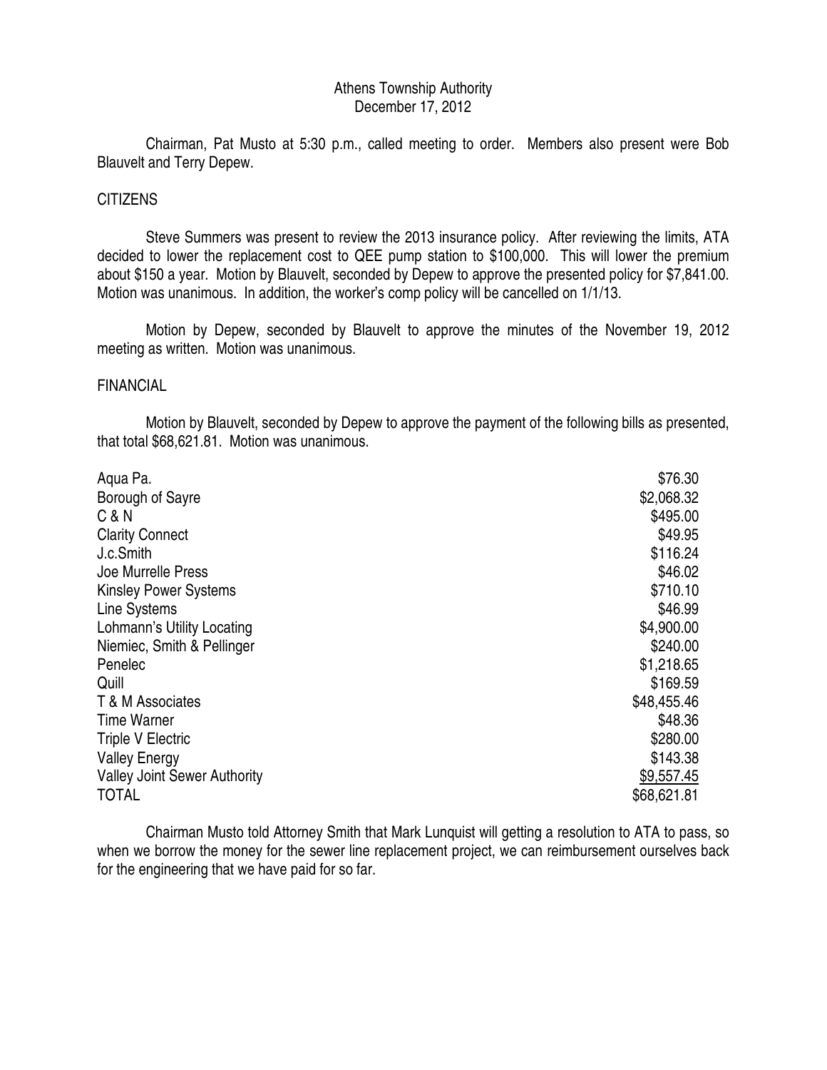Athens Township Authority
December 17, 2012

Chairman, Pat Musto at 5:30 p.m., called meeting to order. Members also present were Bob Blauvelt and Terry Depew.

CITIZENS

Steve Summers was present to review the 2013 insurance policy. After reviewing the limits, ATA decided to lower the replacement cost to QEE pump station to $100,000. This will lower the premium about $150 a year. Motion by Blauvelt, seconded by Depew to approve the presented policy for $7,841.00. Motion was unanimous. In addition, the worker's comp policy will be cancelled on 1/1/13.

Motion by Depew, seconded by Blauvelt to approve the minutes of the November 19, 2012 meeting as written. Motion was unanimous.

FINANCIAL

Motion by Blauvelt, seconded by Depew to approve the payment of the following bills as presented, that total $68,621.81. Motion was unanimous.

| | |
|---|---:|
| Aqua Pa. | $76.30 |
| Borough of Sayre | $2,068.32 |
| C & N | $495.00 |
| Clarity Connect | $49.95 |
| J.c.Smith | $116.24 |
| Joe Murrelle Press | $46.02 |
| Kinsley Power Systems | $710.10 |
| Line Systems | $46.99 |
| Lohmann's Utility Locating | $4,900.00 |
| Niemiec, Smith & Pellinger | $240.00 |
| Penelec | $1,218.65 |
| Quill | $169.59 |
| T & M Associates | $48,455.46 |
| Time Warner | $48.36 |
| Triple V Electric | $280.00 |
| Valley Energy | $143.38 |
| Valley Joint Sewer Authority | $9,557.45 |
| TOTAL | $68,621.81 |

Chairman Musto told Attorney Smith that Mark Lunquist will getting a resolution to ATA to pass, so when we borrow the money for the sewer line replacement project, we can reimbursement ourselves back for the engineering that we have paid for so far.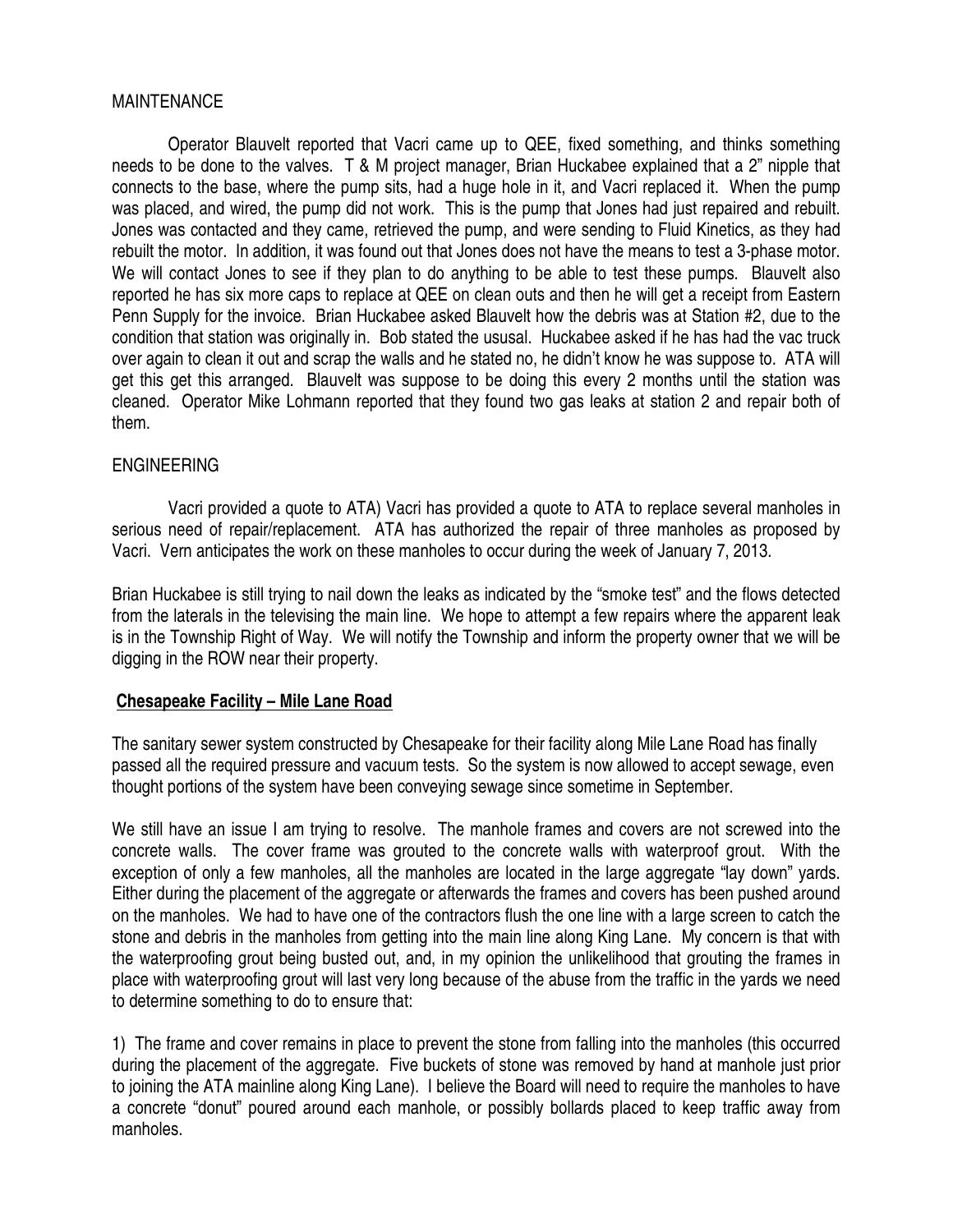MAINTENANCE

Operator Blauvelt reported that Vacri came up to QEE, fixed something, and thinks something needs to be done to the valves. T & M project manager, Brian Huckabee explained that a 2" nipple that connects to the base, where the pump sits, had a huge hole in it, and Vacri replaced it. When the pump was placed, and wired, the pump did not work. This is the pump that Jones had just repaired and rebuilt. Jones was contacted and they came, retrieved the pump, and were sending to Fluid Kinetics, as they had rebuilt the motor. In addition, it was found out that Jones does not have the means to test a 3-phase motor. We will contact Jones to see if they plan to do anything to be able to test these pumps. Blauvelt also reported he has six more caps to replace at QEE on clean outs and then he will get a receipt from Eastern Penn Supply for the invoice. Brian Huckabee asked Blauvelt how the debris was at Station #2, due to the condition that station was originally in. Bob stated the ususal. Huckabee asked if he has had the vac truck over again to clean it out and scrap the walls and he stated no, he didn't know he was suppose to. ATA will get this get this arranged. Blauvelt was suppose to be doing this every 2 months until the station was cleaned. Operator Mike Lohmann reported that they found two gas leaks at station 2 and repair both of them.

ENGINEERING

Vacri provided a quote to ATA) Vacri has provided a quote to ATA to replace several manholes in serious need of repair/replacement. ATA has authorized the repair of three manholes as proposed by Vacri. Vern anticipates the work on these manholes to occur during the week of January 7, 2013.

Brian Huckabee is still trying to nail down the leaks as indicated by the "smoke test" and the flows detected from the laterals in the televising the main line. We hope to attempt a few repairs where the apparent leak is in the Township Right of Way. We will notify the Township and inform the property owner that we will be digging in the ROW near their property.

**Chesapeake Facility – Mile Lane Road**

The sanitary sewer system constructed by Chesapeake for their facility along Mile Lane Road has finally passed all the required pressure and vacuum tests. So the system is now allowed to accept sewage, even thought portions of the system have been conveying sewage since sometime in September.

We still have an issue I am trying to resolve. The manhole frames and covers are not screwed into the concrete walls. The cover frame was grouted to the concrete walls with waterproof grout. With the exception of only a few manholes, all the manholes are located in the large aggregate "lay down" yards. Either during the placement of the aggregate or afterwards the frames and covers has been pushed around on the manholes. We had to have one of the contractors flush the one line with a large screen to catch the stone and debris in the manholes from getting into the main line along King Lane. My concern is that with the waterproofing grout being busted out, and, in my opinion the unlikelihood that grouting the frames in place with waterproofing grout will last very long because of the abuse from the traffic in the yards we need to determine something to do to ensure that:

1) The frame and cover remains in place to prevent the stone from falling into the manholes (this occurred during the placement of the aggregate. Five buckets of stone was removed by hand at manhole just prior to joining the ATA mainline along King Lane). I believe the Board will need to require the manholes to have a concrete "donut" poured around each manhole, or possibly bollards placed to keep traffic away from manholes.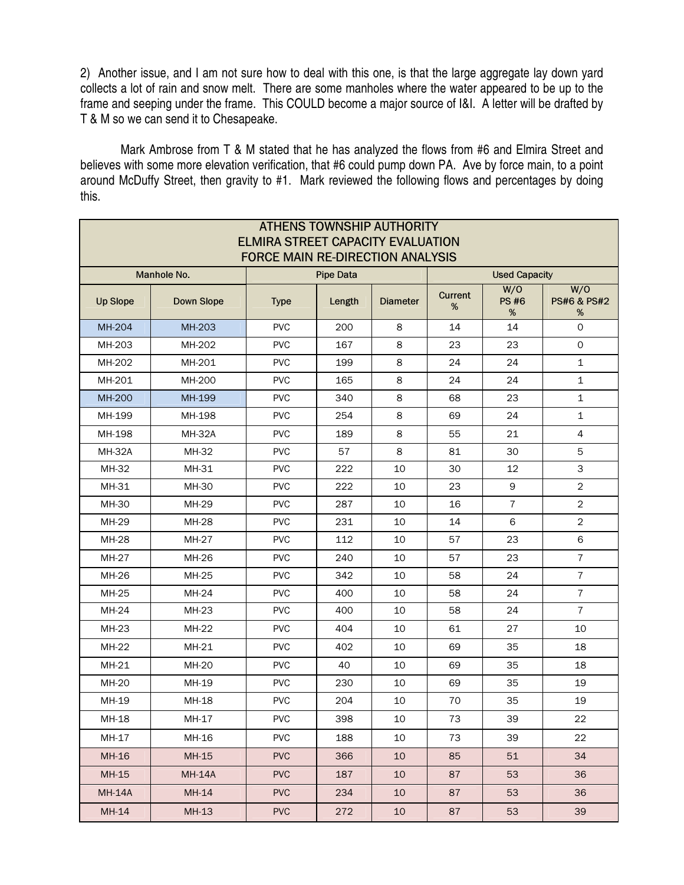2) Another issue, and I am not sure how to deal with this one, is that the large aggregate lay down yard collects a lot of rain and snow melt. There are some manholes where the water appeared to be up to the frame and seeping under the frame. This COULD become a major source of I&I. A letter will be drafted by T & M so we can send it to Chesapeake.

Mark Ambrose from T & M stated that he has analyzed the flows from #6 and Elmira Street and believes with some more elevation verification, that #6 could pump down PA. Ave by force main, to a point around McDuffy Street, then gravity to #1. Mark reviewed the following flows and percentages by doing this.

| ATHENS TOWNSHIP AUTHORITY<br>ELMIRA STREET CAPACITY EVALUATION<br>FORCE MAIN RE-DIRECTION ANALYSIS | | | | | | | |
|---|---|---|---|---|---|---|---|
| Manhole No. | | Pipe Data | | | Used Capacity | | |
| Up Slope | Down Slope | Type | Length | Diameter | Current % | W/O PS #6 % | W/O PS#6 & PS#2 % |
| MH-204 | MH-203 | PVC | 200 | 8 | 14 | 14 | 0 |
| MH-203 | MH-202 | PVC | 167 | 8 | 23 | 23 | 0 |
| MH-202 | MH-201 | PVC | 199 | 8 | 24 | 24 | 1 |
| MH-201 | MH-200 | PVC | 165 | 8 | 24 | 24 | 1 |
| MH-200 | MH-199 | PVC | 340 | 8 | 68 | 23 | 1 |
| MH-199 | MH-198 | PVC | 254 | 8 | 69 | 24 | 1 |
| MH-198 | MH-32A | PVC | 189 | 8 | 55 | 21 | 4 |
| MH-32A | MH-32 | PVC | 57 | 8 | 81 | 30 | 5 |
| MH-32 | MH-31 | PVC | 222 | 10 | 30 | 12 | 3 |
| MH-31 | MH-30 | PVC | 222 | 10 | 23 | 9 | 2 |
| MH-30 | MH-29 | PVC | 287 | 10 | 16 | 7 | 2 |
| MH-29 | MH-28 | PVC | 231 | 10 | 14 | 6 | 2 |
| MH-28 | MH-27 | PVC | 112 | 10 | 57 | 23 | 6 |
| MH-27 | MH-26 | PVC | 240 | 10 | 57 | 23 | 7 |
| MH-26 | MH-25 | PVC | 342 | 10 | 58 | 24 | 7 |
| MH-25 | MH-24 | PVC | 400 | 10 | 58 | 24 | 7 |
| MH-24 | MH-23 | PVC | 400 | 10 | 58 | 24 | 7 |
| MH-23 | MH-22 | PVC | 404 | 10 | 61 | 27 | 10 |
| MH-22 | MH-21 | PVC | 402 | 10 | 69 | 35 | 18 |
| MH-21 | MH-20 | PVC | 40 | 10 | 69 | 35 | 18 |
| MH-20 | MH-19 | PVC | 230 | 10 | 69 | 35 | 19 |
| MH-19 | MH-18 | PVC | 204 | 10 | 70 | 35 | 19 |
| MH-18 | MH-17 | PVC | 398 | 10 | 73 | 39 | 22 |
| MH-17 | MH-16 | PVC | 188 | 10 | 73 | 39 | 22 |
| MH-16 | MH-15 | PVC | 366 | 10 | 85 | 51 | 34 |
| MH-15 | MH-14A | PVC | 187 | 10 | 87 | 53 | 36 |
| MH-14A | MH-14 | PVC | 234 | 10 | 87 | 53 | 36 |
| MH-14 | MH-13 | PVC | 272 | 10 | 87 | 53 | 39 |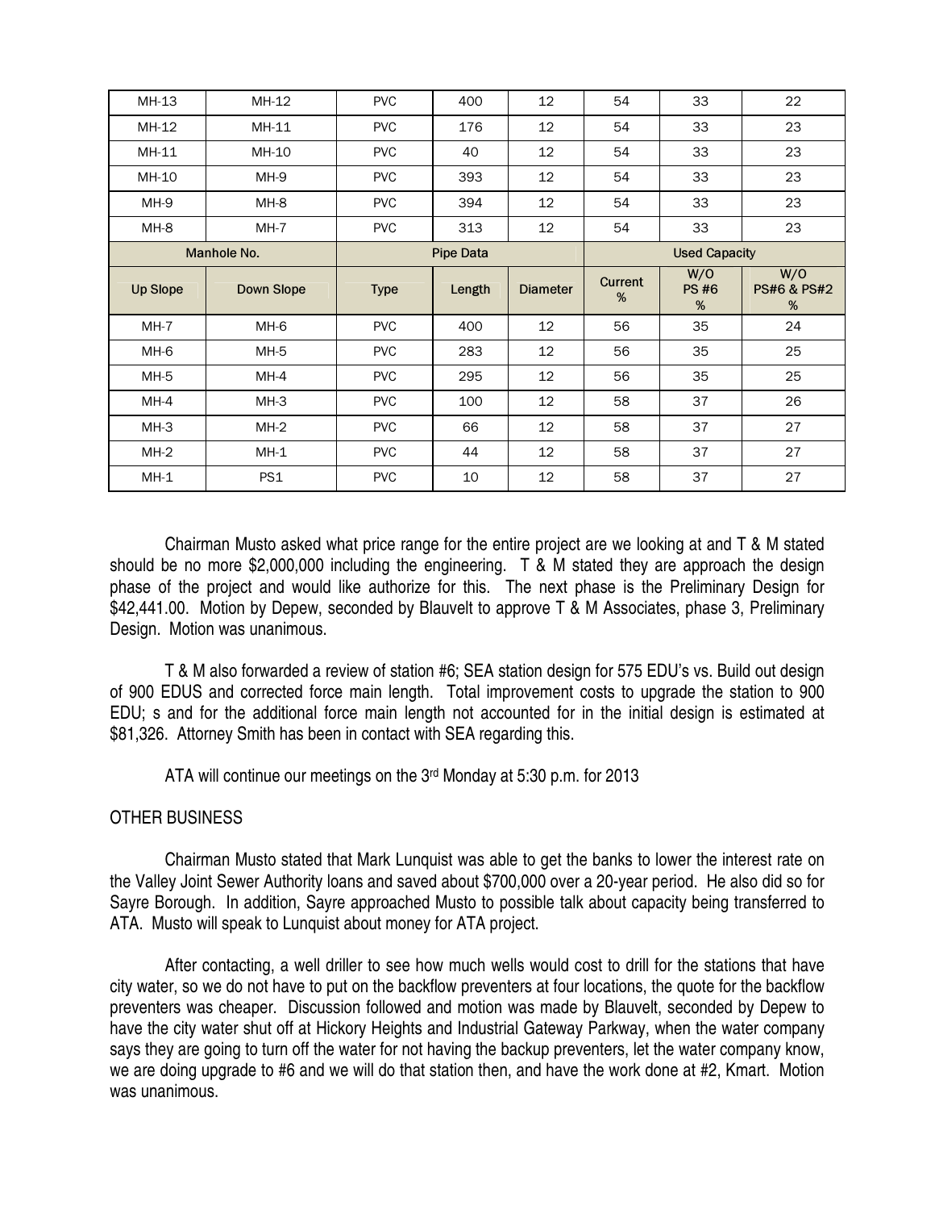| MH-13 | MH-12 | PVC | 400 | 12 | 54 | 33 | 22 |
|---|---|---|---|---|---|---|---|
| MH-12 | MH-11 | PVC | 176 | 12 | 54 | 33 | 23 |
| MH-11 | MH-10 | PVC | 40 | 12 | 54 | 33 | 23 |
| MH-10 | MH-9 | PVC | 393 | 12 | 54 | 33 | 23 |
| MH-9 | MH-8 | PVC | 394 | 12 | 54 | 33 | 23 |
| MH-8 | MH-7 | PVC | 313 | 12 | 54 | 33 | 23 |
| Manhole No. | | Pipe Data | | | Used Capacity | | |
| Up Slope | Down Slope | Type | Length | Diameter | Current % | W/O PS #6 % | W/O PS#6 & PS#2 % |
| MH-7 | MH-6 | PVC | 400 | 12 | 56 | 35 | 24 |
| MH-6 | MH-5 | PVC | 283 | 12 | 56 | 35 | 25 |
| MH-5 | MH-4 | PVC | 295 | 12 | 56 | 35 | 25 |
| MH-4 | MH-3 | PVC | 100 | 12 | 58 | 37 | 26 |
| MH-3 | MH-2 | PVC | 66 | 12 | 58 | 37 | 27 |
| MH-2 | MH-1 | PVC | 44 | 12 | 58 | 37 | 27 |
| MH-1 | PS1 | PVC | 10 | 12 | 58 | 37 | 27 |

Chairman Musto asked what price range for the entire project are we looking at and T & M stated should be no more $2,000,000 including the engineering. T & M stated they are approach the design phase of the project and would like authorize for this. The next phase is the Preliminary Design for $42,441.00. Motion by Depew, seconded by Blauvelt to approve T & M Associates, phase 3, Preliminary Design. Motion was unanimous.

T & M also forwarded a review of station #6; SEA station design for 575 EDU's vs. Build out design of 900 EDUS and corrected force main length. Total improvement costs to upgrade the station to 900 EDU; s and for the additional force main length not accounted for in the initial design is estimated at $81,326. Attorney Smith has been in contact with SEA regarding this.

ATA will continue our meetings on the 3rd Monday at 5:30 p.m. for 2013

OTHER BUSINESS

Chairman Musto stated that Mark Lunquist was able to get the banks to lower the interest rate on the Valley Joint Sewer Authority loans and saved about $700,000 over a 20-year period. He also did so for Sayre Borough. In addition, Sayre approached Musto to possible talk about capacity being transferred to ATA. Musto will speak to Lunquist about money for ATA project.

After contacting, a well driller to see how much wells would cost to drill for the stations that have city water, so we do not have to put on the backflow preventers at four locations, the quote for the backflow preventers was cheaper. Discussion followed and motion was made by Blauvelt, seconded by Depew to have the city water shut off at Hickory Heights and Industrial Gateway Parkway, when the water company says they are going to turn off the water for not having the backup preventers, let the water company know, we are doing upgrade to #6 and we will do that station then, and have the work done at #2, Kmart. Motion was unanimous.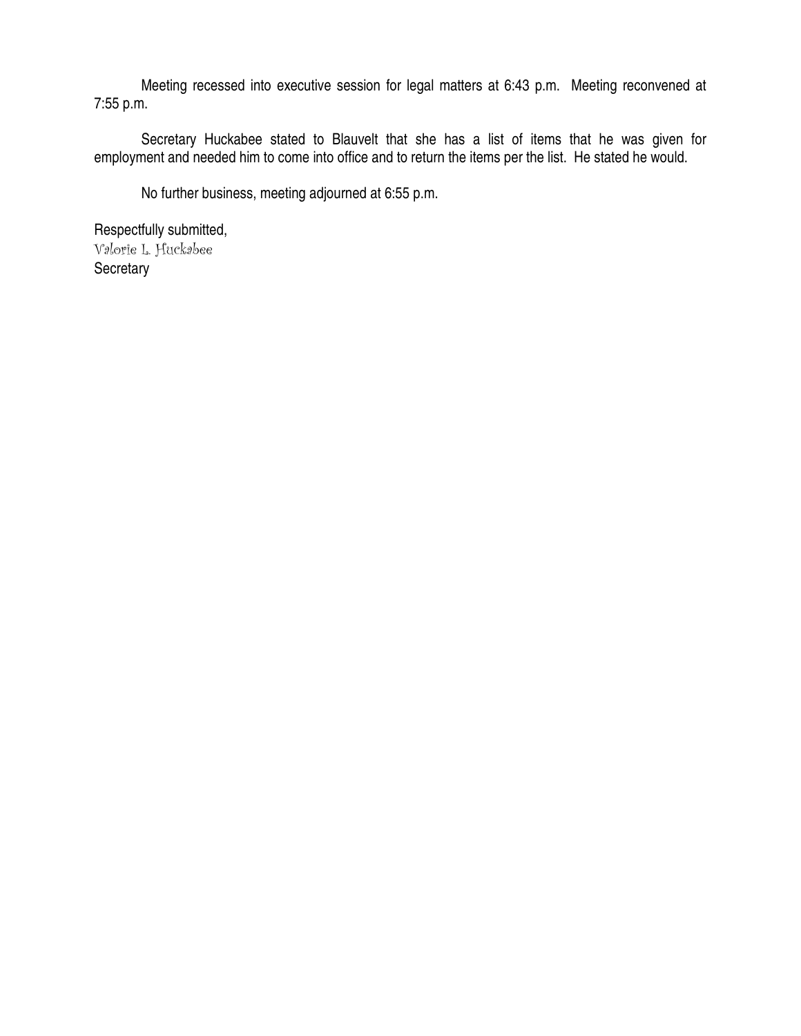Meeting recessed into executive session for legal matters at 6:43 p.m. Meeting reconvened at 7:55 p.m.

Secretary Huckabee stated to Blauvelt that she has a list of items that he was given for employment and needed him to come into office and to return the items per the list. He stated he would.

No further business, meeting adjourned at 6:55 p.m.

Respectfully submitted,  
Valorie L. Huckabee  
Secretary